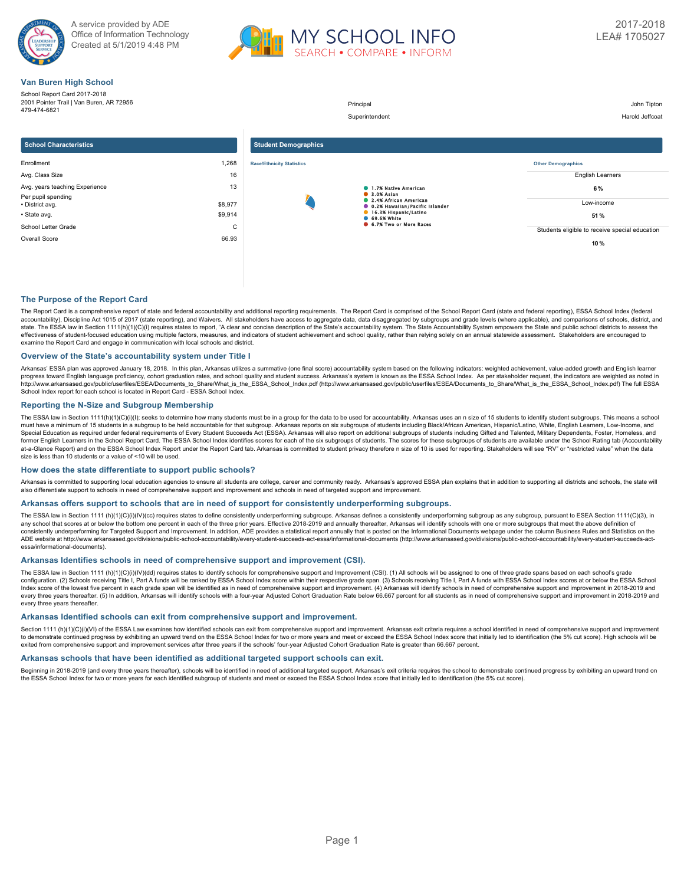A service provided by ADE
Office of Information Technology
Created at 5/1/2019 4:48 PM

MY SCHOOL INFO
SEARCH • COMPARE • INFORM

2017-2018
LEA# 1705027

## Van Buren High School

School Report Card 2017-2018
2001 Pointer Trail | Van Buren, AR 72956
479-474-6821

| | |
|---|---|
| Principal | John Tipton |
| Superintendent | Harold Jeffcoat |

### School Characteristics

| | |
|---|---|
| Enrollment | 1,268 |
| Avg. Class Size | 16 |
| Avg. years teaching Experience | 13 |
| Per pupil spending | |
| • District avg. | $8,977 |
| • State avg. | $9,914 |
| School Letter Grade | C |
| Overall Score | 66.93 |

### Student Demographics

**Race/Ethnicity Statistics**

- 1.7% Native American
- 3.0% Asian
- 2.4% African American
- 0.2% Hawaiian/Pacific Islander
- 16.3% Hispanic/Latino
- 69.6% White
- 6.7% Two or More Races

**Other Demographics**

| | |
|---|---|
| English Learners | 6% |
| Low-income | 51 % |
| Students eligible to receive special education | 10 % |

## The Purpose of the Report Card

The Report Card is a comprehensive report of state and federal accountability and additional reporting requirements. The Report Card is comprised of the School Report Card (state and federal reporting), ESSA School Index (federal accountability), Discipline Act 1015 of 2017 (state reporting), and Waivers. All stakeholders have access to aggregate data, data disaggregated by subgroups and grade levels (where applicable), and comparisons of schools, district, and state. The ESSA law in Section 1111(h)(1)(C)(i) requires states to report, "A clear and concise description of the State's accountability system. The State Accountability System empowers the State and public school districts to assess the effectiveness of student-focused education using multiple factors, measures, and indicators of student achievement and school quality, rather than relying solely on an annual statewide assessment. Stakeholders are encouraged to examine the Report Card and engage in communication with local schools and district.

## Overview of the State's accountability system under Title I

Arkansas' ESSA plan was approved January 18, 2018. In this plan, Arkansas utilizes a summative (one final score) accountability system based on the following indicators: weighted achievement, value-added growth and English learner progress toward English language proficiency, cohort graduation rates, and school quality and student success. Arkansas's system is known as the ESSA School Index. As per stakeholder request, the indicators are weighted as noted in http://www.arkansased.gov/public/userfiles/ESEA/Documents_to_Share/What_is_the_ESSA_School_Index.pdf (http://www.arkansased.gov/public/userfiles/ESEA/Documents_to_Share/What_is_the_ESSA_School_Index.pdf) The full ESSA School Index report for each school is located in Report Card - ESSA School Index.

## Reporting the N-Size and Subgroup Membership

The ESSA law in Section 1111(h)(1)(C)(i)(I); seeks to determine how many students must be in a group for the data to be used for accountability. Arkansas uses an n size of 15 students to identify student subgroups. This means a school must have a minimum of 15 students in a subgroup to be held accountable for that subgroup. Arkansas reports on six subgroups of students including Black/African American, Hispanic/Latino, White, English Learners, Low-Income, and Special Education as required under federal requirements of Every Student Succeeds Act (ESSA). Arkansas will also report on additional subgroups of students including Gifted and Talented, Military Dependents, Foster, Homeless, and former English Learners in the School Report Card. The ESSA School Index identifies scores for each of the six subgroups of students. The scores for these subgroups of students are available under the School Rating tab (Accountability at-a-Glance Report) and on the ESSA School Index Report under the Report Card tab. Arkansas is committed to student privacy therefore n size of 10 is used for reporting. Stakeholders will see "RV" or "restricted value" when the data size is less than 10 students or a value of <10 will be used.

## How does the state differentiate to support public schools?

Arkansas is committed to supporting local education agencies to ensure all students are college, career and community ready. Arkansas's approved ESSA plan explains that in addition to supporting all districts and schools, the state will also differentiate support to schools in need of comprehensive support and improvement and schools in need of targeted support and improvement.

## Arkansas offers support to schools that are in need of support for consistently underperforming subgroups.

The ESSA law in Section 1111 (h)(1)(C)(i)(IV)(cc) requires states to define consistently underperforming subgroups. Arkansas defines a consistently underperforming subgroup as any subgroup, pursuant to ESEA Section 1111(C)(3), in any school that scores at or below the bottom one percent in each of the three prior years. Effective 2018-2019 and annually thereafter, Arkansas will identify schools with one or more subgroups that meet the above definition of consistently underperforming for Targeted Support and Improvement. In addition, ADE provides a statistical report annually that is posted on the Informational Documents webpage under the column Business Rules and Statistics on the ADE website at http://www.arkansased.gov/divisions/public-school-accountability/every-student-succeeds-act-essa/informational-documents (http://www.arkansased.gov/divisions/public-school-accountability/every-student-succeeds-act-essa/informational-documents).

## Arkansas Identifies schools in need of comprehensive support and improvement (CSI).

The ESSA law in Section 1111 (h)(1)(C)(i)(IV)(dd) requires states to identify schools for comprehensive support and Improvement (CSI). (1) All schools will be assigned to one of three grade spans based on each school's grade configuration. (2) Schools receiving Title I, Part A funds will be ranked by ESSA School Index score within their respective grade span. (3) Schools receiving Title I, Part A funds with ESSA School Index scores at or below the ESSA School Index score of the lowest five percent in each grade span will be identified as in need of comprehensive support and improvement. (4) Arkansas will identify schools in need of comprehensive support and improvement in 2018-2019 and every three years thereafter. (5) In addition, Arkansas will identify schools with a four-year Adjusted Cohort Graduation Rate below 66.667 percent for all students as in need of comprehensive support and improvement in 2018-2019 and every three years thereafter.

## Arkansas Identified schools can exit from comprehensive support and improvement.

Section 1111 (h)(1)(C)(i)(VI) of the ESSA Law examines how identified schools can exit from comprehensive support and improvement. Arkansas exit criteria requires a school identified in need of comprehensive support and improvement to demonstrate continued progress by exhibiting an upward trend on the ESSA School Index for two or more years and meet or exceed the ESSA School Index score that initially led to identification (the 5% cut score). High schools will be exited from comprehensive support and improvement services after three years if the schools' four-year Adjusted Cohort Graduation Rate is greater than 66.667 percent.

## Arkansas schools that have been identified as additional targeted support schools can exit.

Beginning in 2018-2019 (and every three years thereafter), schools will be identified in need of additional targeted support. Arkansas's exit criteria requires the school to demonstrate continued progress by exhibiting an upward trend on the ESSA School Index for two or more years for each identified subgroup of students and meet or exceed the ESSA School Index score that initially led to identification (the 5% cut score).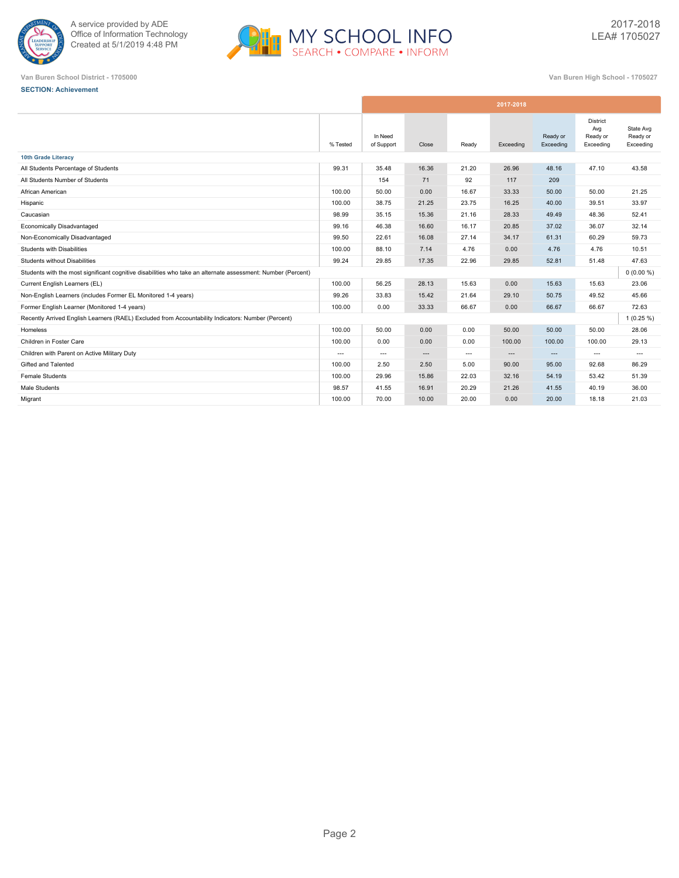A service provided by ADE
Office of Information Technology
Created at 5/1/2019 4:48 PM

2017-2018
LEA# 1705027

Van Buren School District - 1705000

Van Buren High School - 1705027

**SECTION: Achievement**

| | % Tested | 2017-2018 In Need of Support | Close | Ready | Exceeding | Ready or Exceeding | District Avg Ready or Exceeding | State Avg Ready or Exceeding |
|---|---|---|---|---|---|---|---|---|
| **10th Grade Literacy** | | | | | | | | |
| All Students Percentage of Students | 99.31 | 35.48 | 16.36 | 21.20 | 26.96 | 48.16 | 47.10 | 43.58 |
| All Students Number of Students | | 154 | 71 | 92 | 117 | 209 | | |
| African American | 100.00 | 50.00 | 0.00 | 16.67 | 33.33 | 50.00 | 50.00 | 21.25 |
| Hispanic | 100.00 | 38.75 | 21.25 | 23.75 | 16.25 | 40.00 | 39.51 | 33.97 |
| Caucasian | 98.99 | 35.15 | 15.36 | 21.16 | 28.33 | 49.49 | 48.36 | 52.41 |
| Economically Disadvantaged | 99.16 | 46.38 | 16.60 | 16.17 | 20.85 | 37.02 | 36.07 | 32.14 |
| Non-Economically Disadvantaged | 99.50 | 22.61 | 16.08 | 27.14 | 34.17 | 61.31 | 60.29 | 59.73 |
| Students with Disabilities | 100.00 | 88.10 | 7.14 | 4.76 | 0.00 | 4.76 | 4.76 | 10.51 |
| Students without Disabilities | 99.24 | 29.85 | 17.35 | 22.96 | 29.85 | 52.81 | 51.48 | 47.63 |
| Students with the most significant cognitive disabilities who take an alternate assessment: Number (Percent) | | | | | | | | 0 (0.00 %) |
| Current English Learners (EL) | 100.00 | 56.25 | 28.13 | 15.63 | 0.00 | 15.63 | 15.63 | 23.06 |
| Non-English Learners (includes Former EL Monitored 1-4 years) | 99.26 | 33.83 | 15.42 | 21.64 | 29.10 | 50.75 | 49.52 | 45.66 |
| Former English Learner (Monitored 1-4 years) | 100.00 | 0.00 | 33.33 | 66.67 | 0.00 | 66.67 | 66.67 | 72.63 |
| Recently Arrived English Learners (RAEL) Excluded from Accountability Indicators: Number (Percent) | | | | | | | | 1 (0.25 %) |
| Homeless | 100.00 | 50.00 | 0.00 | 0.00 | 50.00 | 50.00 | 50.00 | 28.06 |
| Children in Foster Care | 100.00 | 0.00 | 0.00 | 0.00 | 100.00 | 100.00 | 100.00 | 29.13 |
| Children with Parent on Active Military Duty | --- | --- | --- | --- | --- | --- | --- | --- |
| Gifted and Talented | 100.00 | 2.50 | 2.50 | 5.00 | 90.00 | 95.00 | 92.68 | 86.29 |
| Female Students | 100.00 | 29.96 | 15.86 | 22.03 | 32.16 | 54.19 | 53.42 | 51.39 |
| Male Students | 98.57 | 41.55 | 16.91 | 20.29 | 21.26 | 41.55 | 40.19 | 36.00 |
| Migrant | 100.00 | 70.00 | 10.00 | 20.00 | 0.00 | 20.00 | 18.18 | 21.03 |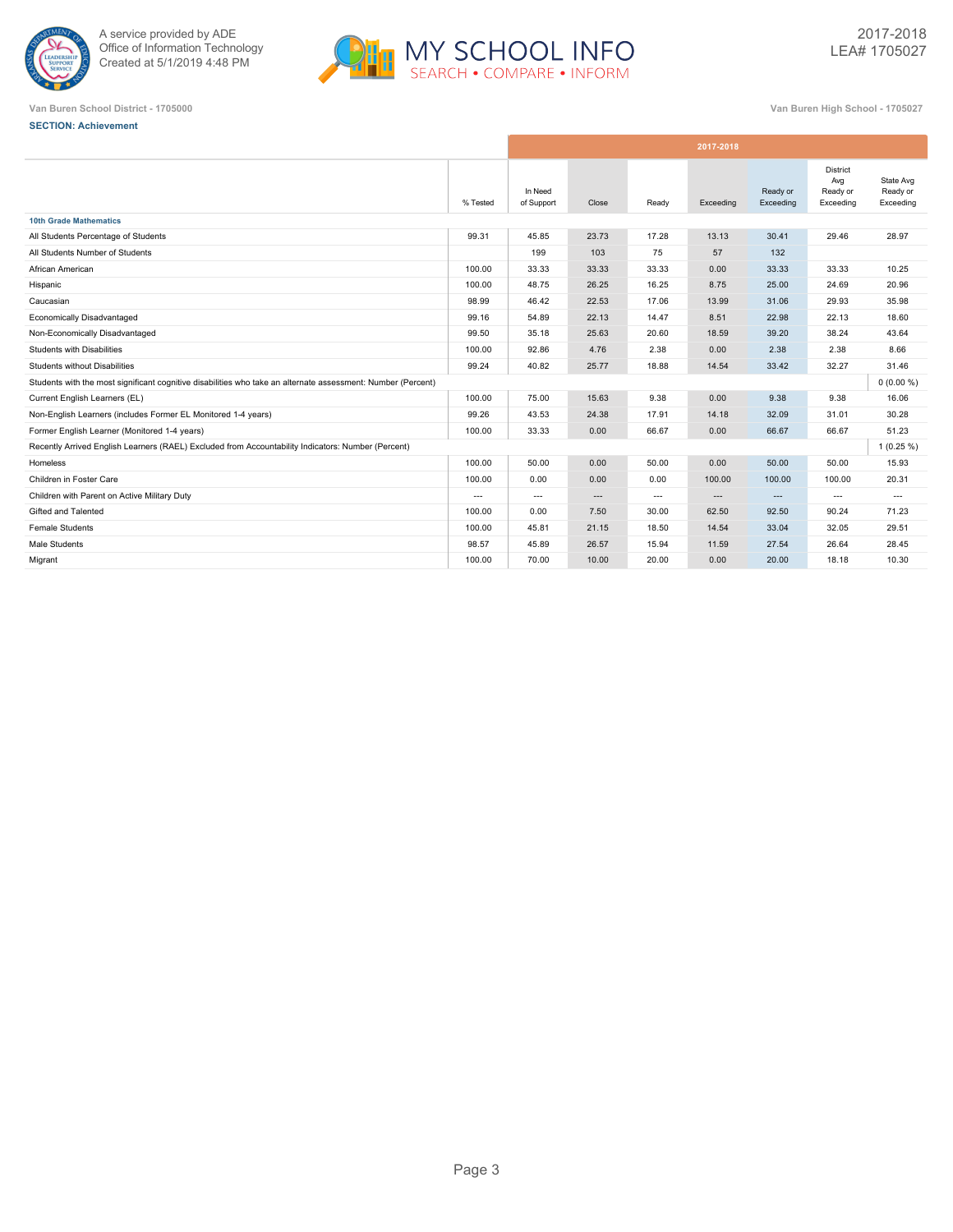Van Buren School District - 1705000

Van Buren High School - 1705027

**SECTION: Achievement**

| | % Tested | In Need of Support | Close | Ready | Exceeding | Ready or Exceeding | District Avg Ready or Exceeding | State Avg Ready or Exceeding |
|---|---|---|---|---|---|---|---|---|
| | 2017-2018 | | | | | | | |
| **10th Grade Mathematics** | | | | | | | | |
| All Students Percentage of Students | 99.31 | 45.85 | 23.73 | 17.28 | 13.13 | 30.41 | 29.46 | 28.97 |
| All Students Number of Students | | 199 | 103 | 75 | 57 | 132 | | |
| African American | 100.00 | 33.33 | 33.33 | 33.33 | 0.00 | 33.33 | 33.33 | 10.25 |
| Hispanic | 100.00 | 48.75 | 26.25 | 16.25 | 8.75 | 25.00 | 24.69 | 20.96 |
| Caucasian | 98.99 | 46.42 | 22.53 | 17.06 | 13.99 | 31.06 | 29.93 | 35.98 |
| Economically Disadvantaged | 99.16 | 54.89 | 22.13 | 14.47 | 8.51 | 22.98 | 22.13 | 18.60 |
| Non-Economically Disadvantaged | 99.50 | 35.18 | 25.63 | 20.60 | 18.59 | 39.20 | 38.24 | 43.64 |
| Students with Disabilities | 100.00 | 92.86 | 4.76 | 2.38 | 0.00 | 2.38 | 2.38 | 8.66 |
| Students without Disabilities | 99.24 | 40.82 | 25.77 | 18.88 | 14.54 | 33.42 | 32.27 | 31.46 |
| Students with the most significant cognitive disabilities who take an alternate assessment: Number (Percent) | | | | | | | | 0 (0.00 %) |
| Current English Learners (EL) | 100.00 | 75.00 | 15.63 | 9.38 | 0.00 | 9.38 | 9.38 | 16.06 |
| Non-English Learners (includes Former EL Monitored 1-4 years) | 99.26 | 43.53 | 24.38 | 17.91 | 14.18 | 32.09 | 31.01 | 30.28 |
| Former English Learner (Monitored 1-4 years) | 100.00 | 33.33 | 0.00 | 66.67 | 0.00 | 66.67 | 66.67 | 51.23 |
| Recently Arrived English Learners (RAEL) Excluded from Accountability Indicators: Number (Percent) | | | | | | | | 1 (0.25 %) |
| Homeless | 100.00 | 50.00 | 0.00 | 50.00 | 0.00 | 50.00 | 50.00 | 15.93 |
| Children in Foster Care | 100.00 | 0.00 | 0.00 | 0.00 | 100.00 | 100.00 | 100.00 | 20.31 |
| Children with Parent on Active Military Duty | --- | --- | --- | --- | --- | --- | --- | --- |
| Gifted and Talented | 100.00 | 0.00 | 7.50 | 30.00 | 62.50 | 92.50 | 90.24 | 71.23 |
| Female Students | 100.00 | 45.81 | 21.15 | 18.50 | 14.54 | 33.04 | 32.05 | 29.51 |
| Male Students | 98.57 | 45.89 | 26.57 | 15.94 | 11.59 | 27.54 | 26.64 | 28.45 |
| Migrant | 100.00 | 70.00 | 10.00 | 20.00 | 0.00 | 20.00 | 18.18 | 10.30 |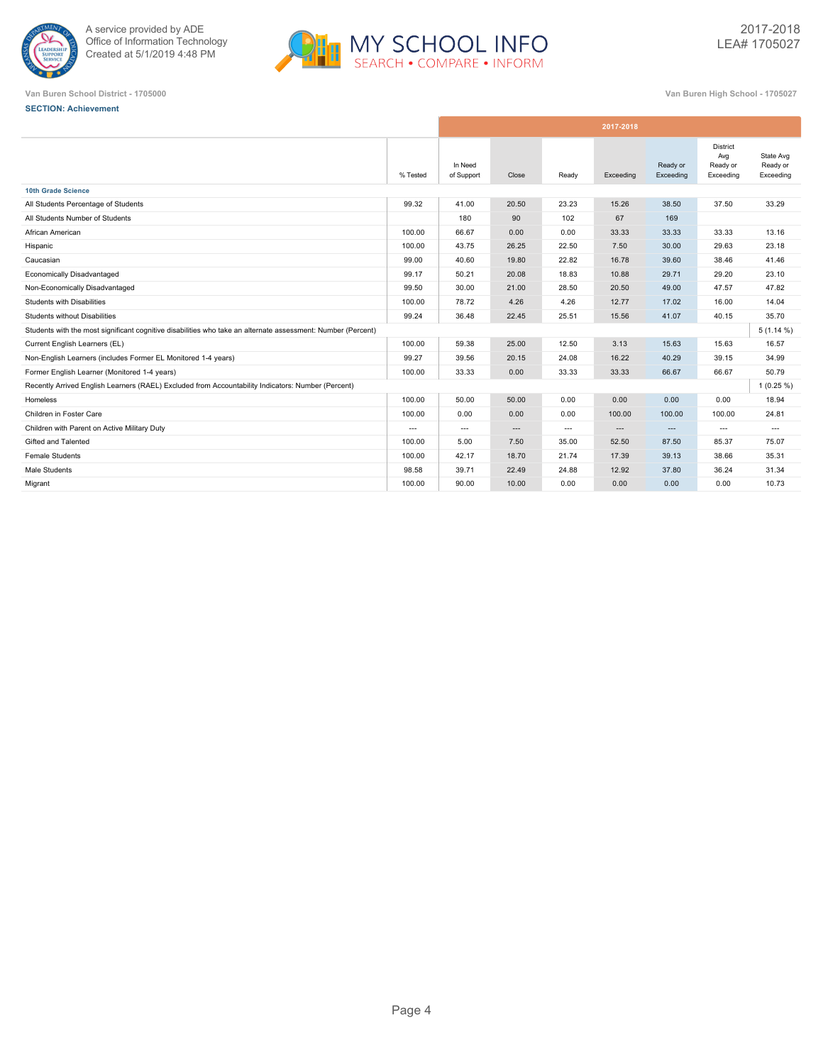A service provided by ADE
Office of Information Technology
Created at 5/1/2019 4:48 PM

MY SCHOOL INFO
SEARCH • COMPARE • INFORM

2017-2018
LEA# 1705027

Van Buren School District - 1705000

Van Buren High School - 1705027

**SECTION: Achievement**

| | % Tested | In Need of Support | Close | Ready | Exceeding | Ready or Exceeding | District Avg Ready or Exceeding | State Avg Ready or Exceeding |
|---|---|---|---|---|---|---|---|---|
| | 2017-2018 | | | | | | | |
| **10th Grade Science** | | | | | | | | |
| All Students Percentage of Students | 99.32 | 41.00 | 20.50 | 23.23 | 15.26 | 38.50 | 37.50 | 33.29 |
| All Students Number of Students | | 180 | 90 | 102 | 67 | 169 | | |
| African American | 100.00 | 66.67 | 0.00 | 0.00 | 33.33 | 33.33 | 33.33 | 13.16 |
| Hispanic | 100.00 | 43.75 | 26.25 | 22.50 | 7.50 | 30.00 | 29.63 | 23.18 |
| Caucasian | 99.00 | 40.60 | 19.80 | 22.82 | 16.78 | 39.60 | 38.46 | 41.46 |
| Economically Disadvantaged | 99.17 | 50.21 | 20.08 | 18.83 | 10.88 | 29.71 | 29.20 | 23.10 |
| Non-Economically Disadvantaged | 99.50 | 30.00 | 21.00 | 28.50 | 20.50 | 49.00 | 47.57 | 47.82 |
| Students with Disabilities | 100.00 | 78.72 | 4.26 | 4.26 | 12.77 | 17.02 | 16.00 | 14.04 |
| Students without Disabilities | 99.24 | 36.48 | 22.45 | 25.51 | 15.56 | 41.07 | 40.15 | 35.70 |
| Students with the most significant cognitive disabilities who take an alternate assessment: Number (Percent) | | | | | | | | 5 (1.14 %) |
| Current English Learners (EL) | 100.00 | 59.38 | 25.00 | 12.50 | 3.13 | 15.63 | 15.63 | 16.57 |
| Non-English Learners (includes Former EL Monitored 1-4 years) | 99.27 | 39.56 | 20.15 | 24.08 | 16.22 | 40.29 | 39.15 | 34.99 |
| Former English Learner (Monitored 1-4 years) | 100.00 | 33.33 | 0.00 | 33.33 | 33.33 | 66.67 | 66.67 | 50.79 |
| Recently Arrived English Learners (RAEL) Excluded from Accountability Indicators: Number (Percent) | | | | | | | | 1 (0.25 %) |
| Homeless | 100.00 | 50.00 | 50.00 | 0.00 | 0.00 | 0.00 | 0.00 | 18.94 |
| Children in Foster Care | 100.00 | 0.00 | 0.00 | 0.00 | 100.00 | 100.00 | 100.00 | 24.81 |
| Children with Parent on Active Military Duty | --- | --- | --- | --- | --- | --- | --- | --- |
| Gifted and Talented | 100.00 | 5.00 | 7.50 | 35.00 | 52.50 | 87.50 | 85.37 | 75.07 |
| Female Students | 100.00 | 42.17 | 18.70 | 21.74 | 17.39 | 39.13 | 38.66 | 35.31 |
| Male Students | 98.58 | 39.71 | 22.49 | 24.88 | 12.92 | 37.80 | 36.24 | 31.34 |
| Migrant | 100.00 | 90.00 | 10.00 | 0.00 | 0.00 | 0.00 | 0.00 | 10.73 |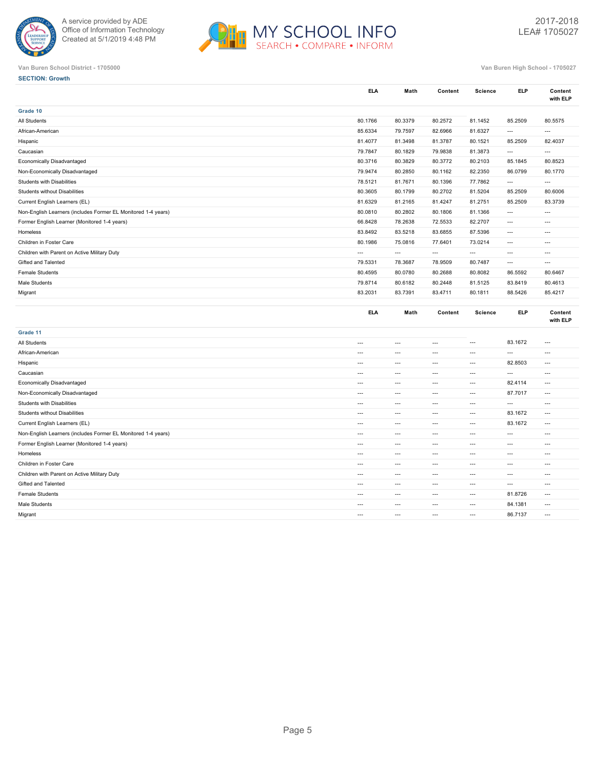Van Buren School District - 1705000

Van Buren High School - 1705027

2017-2018
LEA# 1705027

**SECTION: Growth**

| | ELA | Math | Content | Science | ELP | Content with ELP |
|---|---|---|---|---|---|---|
| **Grade 10** | | | | | | |
| All Students | 80.1766 | 80.3379 | 80.2572 | 81.1452 | 85.2509 | 80.5575 |
| African-American | 85.6334 | 79.7597 | 82.6966 | 81.6327 | --- | --- |
| Hispanic | 81.4077 | 81.3498 | 81.3787 | 80.1521 | 85.2509 | 82.4037 |
| Caucasian | 79.7847 | 80.1829 | 79.9838 | 81.3873 | --- | --- |
| Economically Disadvantaged | 80.3716 | 80.3829 | 80.3772 | 80.2103 | 85.1845 | 80.8523 |
| Non-Economically Disadvantaged | 79.9474 | 80.2850 | 80.1162 | 82.2350 | 86.0799 | 80.1770 |
| Students with Disabilities | 78.5121 | 81.7671 | 80.1396 | 77.7862 | --- | --- |
| Students without Disabilities | 80.3605 | 80.1799 | 80.2702 | 81.5204 | 85.2509 | 80.6006 |
| Current English Learners (EL) | 81.6329 | 81.2165 | 81.4247 | 81.2751 | 85.2509 | 83.3739 |
| Non-English Learners (includes Former EL Monitored 1-4 years) | 80.0810 | 80.2802 | 80.1806 | 81.1366 | --- | --- |
| Former English Learner (Monitored 1-4 years) | 66.8428 | 78.2638 | 72.5533 | 82.2707 | --- | --- |
| Homeless | 83.8492 | 83.5218 | 83.6855 | 87.5396 | --- | --- |
| Children in Foster Care | 80.1986 | 75.0816 | 77.6401 | 73.0214 | --- | --- |
| Children with Parent on Active Military Duty | --- | --- | --- | --- | --- | --- |
| Gifted and Talented | 79.5331 | 78.3687 | 78.9509 | 80.7487 | --- | --- |
| Female Students | 80.4595 | 80.0780 | 80.2688 | 80.8082 | 86.5592 | 80.6467 |
| Male Students | 79.8714 | 80.6182 | 80.2448 | 81.5125 | 83.8419 | 80.4613 |
| Migrant | 83.2031 | 83.7391 | 83.4711 | 80.1811 | 88.5426 | 85.4217 |

| | ELA | Math | Content | Science | ELP | Content with ELP |
|---|---|---|---|---|---|---|
| **Grade 11** | | | | | | |
| All Students | --- | --- | --- | --- | 83.1672 | --- |
| African-American | --- | --- | --- | --- | --- | --- |
| Hispanic | --- | --- | --- | --- | 82.8503 | --- |
| Caucasian | --- | --- | --- | --- | --- | --- |
| Economically Disadvantaged | --- | --- | --- | --- | 82.4114 | --- |
| Non-Economically Disadvantaged | --- | --- | --- | --- | 87.7017 | --- |
| Students with Disabilities | --- | --- | --- | --- | --- | --- |
| Students without Disabilities | --- | --- | --- | --- | 83.1672 | --- |
| Current English Learners (EL) | --- | --- | --- | --- | 83.1672 | --- |
| Non-English Learners (includes Former EL Monitored 1-4 years) | --- | --- | --- | --- | --- | --- |
| Former English Learner (Monitored 1-4 years) | --- | --- | --- | --- | --- | --- |
| Homeless | --- | --- | --- | --- | --- | --- |
| Children in Foster Care | --- | --- | --- | --- | --- | --- |
| Children with Parent on Active Military Duty | --- | --- | --- | --- | --- | --- |
| Gifted and Talented | --- | --- | --- | --- | --- | --- |
| Female Students | --- | --- | --- | --- | 81.8726 | --- |
| Male Students | --- | --- | --- | --- | 84.1381 | --- |
| Migrant | --- | --- | --- | --- | 86.7137 | --- |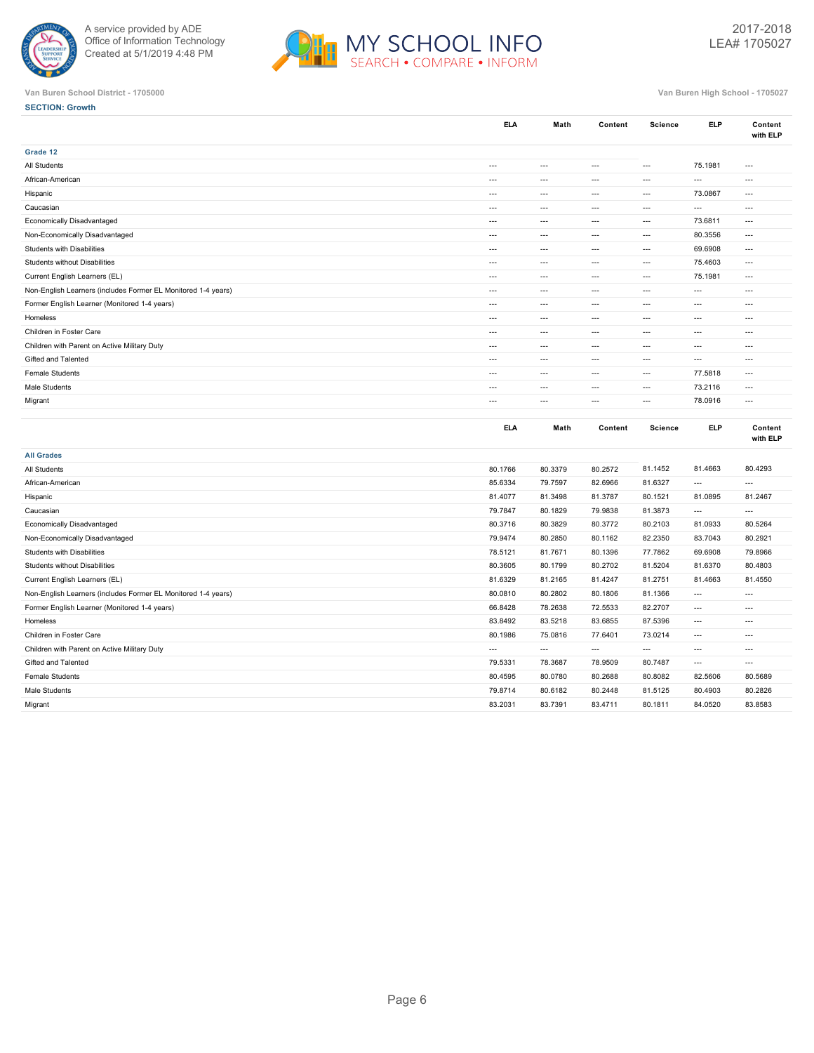Van Buren School District - 1705000

Van Buren High School - 1705027

**SECTION: Growth**

| | ELA | Math | Content | Science | ELP | Content with ELP |
|---|---|---|---|---|---|---|
| **Grade 12** | | | | | | |
| All Students | --- | --- | --- | --- | 75.1981 | --- |
| African-American | --- | --- | --- | --- | --- | --- |
| Hispanic | --- | --- | --- | --- | 73.0867 | --- |
| Caucasian | --- | --- | --- | --- | --- | --- |
| Economically Disadvantaged | --- | --- | --- | --- | 73.6811 | --- |
| Non-Economically Disadvantaged | --- | --- | --- | --- | 80.3556 | --- |
| Students with Disabilities | --- | --- | --- | --- | 69.6908 | --- |
| Students without Disabilities | --- | --- | --- | --- | 75.4603 | --- |
| Current English Learners (EL) | --- | --- | --- | --- | 75.1981 | --- |
| Non-English Learners (includes Former EL Monitored 1-4 years) | --- | --- | --- | --- | --- | --- |
| Former English Learner (Monitored 1-4 years) | --- | --- | --- | --- | --- | --- |
| Homeless | --- | --- | --- | --- | --- | --- |
| Children in Foster Care | --- | --- | --- | --- | --- | --- |
| Children with Parent on Active Military Duty | --- | --- | --- | --- | --- | --- |
| Gifted and Talented | --- | --- | --- | --- | --- | --- |
| Female Students | --- | --- | --- | --- | 77.5818 | --- |
| Male Students | --- | --- | --- | --- | 73.2116 | --- |
| Migrant | --- | --- | --- | --- | 78.0916 | --- |

| | ELA | Math | Content | Science | ELP | Content with ELP |
|---|---|---|---|---|---|---|
| **All Grades** | | | | | | |
| All Students | 80.1766 | 80.3379 | 80.2572 | 81.1452 | 81.4663 | 80.4293 |
| African-American | 85.6334 | 79.7597 | 82.6966 | 81.6327 | --- | --- |
| Hispanic | 81.4077 | 81.3498 | 81.3787 | 80.1521 | 81.0895 | 81.2467 |
| Caucasian | 79.7847 | 80.1829 | 79.9838 | 81.3873 | --- | --- |
| Economically Disadvantaged | 80.3716 | 80.3829 | 80.3772 | 80.2103 | 81.0933 | 80.5264 |
| Non-Economically Disadvantaged | 79.9474 | 80.2850 | 80.1162 | 82.2350 | 83.7043 | 80.2921 |
| Students with Disabilities | 78.5121 | 81.7671 | 80.1396 | 77.7862 | 69.6908 | 79.8966 |
| Students without Disabilities | 80.3605 | 80.1799 | 80.2702 | 81.5204 | 81.6370 | 80.4803 |
| Current English Learners (EL) | 81.6329 | 81.2165 | 81.4247 | 81.2751 | 81.4663 | 81.4550 |
| Non-English Learners (includes Former EL Monitored 1-4 years) | 80.0810 | 80.2802 | 80.1806 | 81.1366 | --- | --- |
| Former English Learner (Monitored 1-4 years) | 66.8428 | 78.2638 | 72.5533 | 82.2707 | --- | --- |
| Homeless | 83.8492 | 83.5218 | 83.6855 | 87.5396 | --- | --- |
| Children in Foster Care | 80.1986 | 75.0816 | 77.6401 | 73.0214 | --- | --- |
| Children with Parent on Active Military Duty | --- | --- | --- | --- | --- | --- |
| Gifted and Talented | 79.5331 | 78.3687 | 78.9509 | 80.7487 | --- | --- |
| Female Students | 80.4595 | 80.0780 | 80.2688 | 80.8082 | 82.5606 | 80.5689 |
| Male Students | 79.8714 | 80.6182 | 80.2448 | 81.5125 | 80.4903 | 80.2826 |
| Migrant | 83.2031 | 83.7391 | 83.4711 | 80.1811 | 84.0520 | 83.8583 |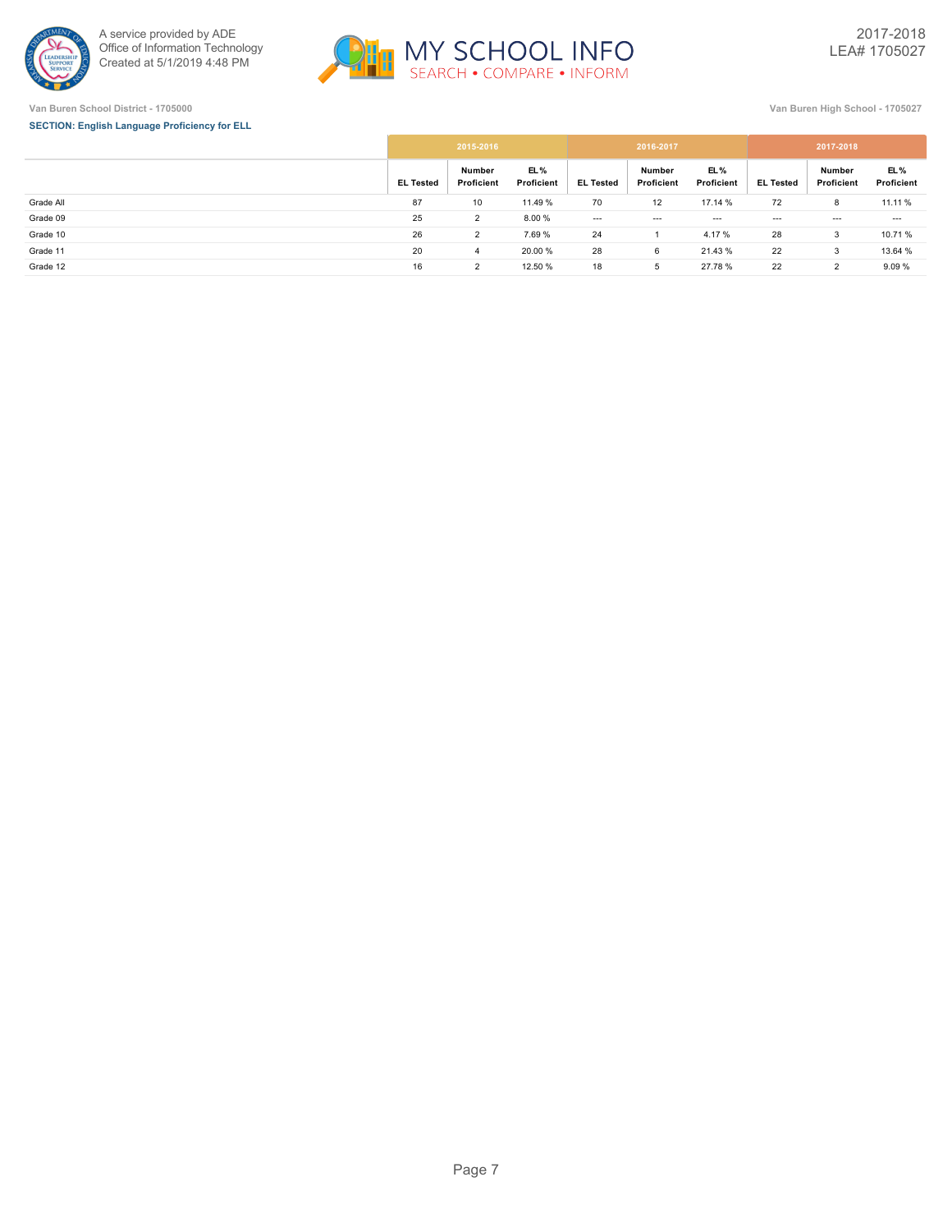Van Buren School District - 1705000

Van Buren High School - 1705027

**SECTION: English Language Proficiency for ELL**

| | 2015-2016 | | | 2016-2017 | | | 2017-2018 | | |
|---|---|---|---|---|---|---|---|---|---|
| | EL Tested | Number Proficient | EL % Proficient | EL Tested | Number Proficient | EL % Proficient | EL Tested | Number Proficient | EL % Proficient |
| Grade All | 87 | 10 | 11.49 % | 70 | 12 | 17.14 % | 72 | 8 | 11.11 % |
| Grade 09 | 25 | 2 | 8.00 % | --- | --- | --- | --- | --- | --- |
| Grade 10 | 26 | 2 | 7.69 % | 24 | 1 | 4.17 % | 28 | 3 | 10.71 % |
| Grade 11 | 20 | 4 | 20.00 % | 28 | 6 | 21.43 % | 22 | 3 | 13.64 % |
| Grade 12 | 16 | 2 | 12.50 % | 18 | 5 | 27.78 % | 22 | 2 | 9.09 % |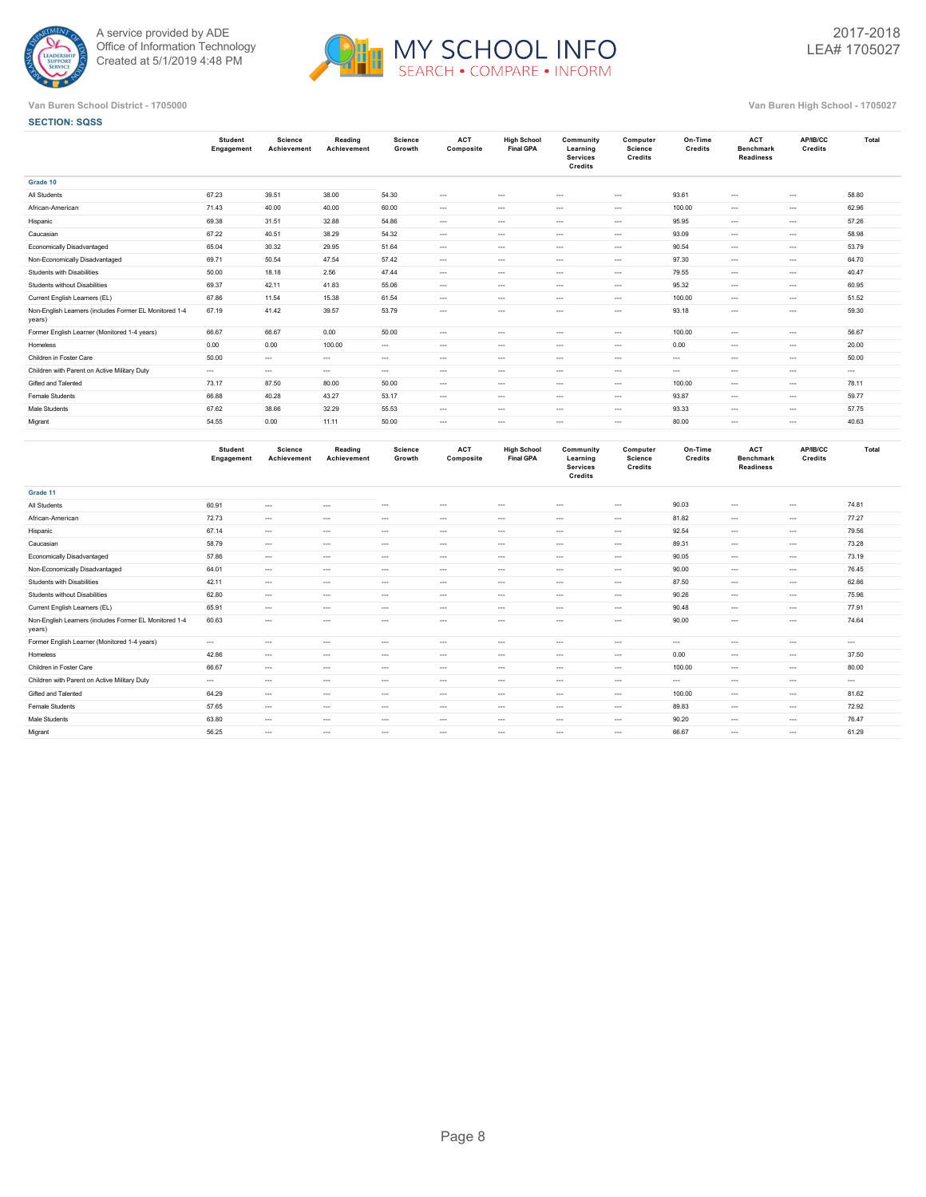Van Buren School District - 1705000

Van Buren High School - 1705027

**SECTION: SQSS**

| | Student Engagement | Science Achievement | Reading Achievement | Science Growth | ACT Composite | High School Final GPA | Community Learning Services Credits | Computer Science Credits | On-Time Credits | ACT Benchmark Readiness | AP/IB/CC Credits | Total |
|---|---|---|---|---|---|---|---|---|---|---|---|---|
| **Grade 10** | | | | | | | | | | | | |
| All Students | 67.23 | 39.51 | 38.00 | 54.30 | --- | --- | --- | --- | 93.61 | --- | --- | 58.80 |
| African-American | 71.43 | 40.00 | 40.00 | 60.00 | --- | --- | --- | --- | 100.00 | --- | --- | 62.96 |
| Hispanic | 69.38 | 31.51 | 32.88 | 54.86 | --- | --- | --- | --- | 95.95 | --- | --- | 57.26 |
| Caucasian | 67.22 | 40.51 | 38.29 | 54.32 | --- | --- | --- | --- | 93.09 | --- | --- | 58.98 |
| Economically Disadvantaged | 65.04 | 30.32 | 29.95 | 51.64 | --- | --- | --- | --- | 90.54 | --- | --- | 53.79 |
| Non-Economically Disadvantaged | 69.71 | 50.54 | 47.54 | 57.42 | --- | --- | --- | --- | 97.30 | --- | --- | 64.70 |
| Students with Disabilities | 50.00 | 18.18 | 2.56 | 47.44 | --- | --- | --- | --- | 79.55 | --- | --- | 40.47 |
| Students without Disabilities | 69.37 | 42.11 | 41.83 | 55.06 | --- | --- | --- | --- | 95.32 | --- | --- | 60.95 |
| Current English Learners (EL) | 67.86 | 11.54 | 15.38 | 61.54 | --- | --- | --- | --- | 100.00 | --- | --- | 51.52 |
| Non-English Learners (includes Former EL Monitored 1-4 years) | 67.19 | 41.42 | 39.57 | 53.79 | --- | --- | --- | --- | 93.18 | --- | --- | 59.30 |
| Former English Learner (Monitored 1-4 years) | 66.67 | 66.67 | 0.00 | 50.00 | --- | --- | --- | --- | 100.00 | --- | --- | 56.67 |
| Homeless | 0.00 | 0.00 | 100.00 | --- | --- | --- | --- | --- | 0.00 | --- | --- | 20.00 |
| Children in Foster Care | 50.00 | --- | --- | --- | --- | --- | --- | --- | --- | --- | --- | 50.00 |
| Children with Parent on Active Military Duty | --- | --- | --- | --- | --- | --- | --- | --- | --- | --- | --- | --- |
| Gifted and Talented | 73.17 | 87.50 | 80.00 | 50.00 | --- | --- | --- | --- | 100.00 | --- | --- | 78.11 |
| Female Students | 66.88 | 40.28 | 43.27 | 53.17 | --- | --- | --- | --- | 93.87 | --- | --- | 59.77 |
| Male Students | 67.62 | 38.66 | 32.29 | 55.53 | --- | --- | --- | --- | 93.33 | --- | --- | 57.75 |
| Migrant | 54.55 | 0.00 | 11.11 | 50.00 | --- | --- | --- | --- | 80.00 | --- | --- | 40.63 |

| | Student Engagement | Science Achievement | Reading Achievement | Science Growth | ACT Composite | High School Final GPA | Community Learning Services Credits | Computer Science Credits | On-Time Credits | ACT Benchmark Readiness | AP/IB/CC Credits | Total |
|---|---|---|---|---|---|---|---|---|---|---|---|---|
| **Grade 11** | | | | | | | | | | | | |
| All Students | 60.91 | --- | --- | --- | --- | --- | --- | --- | 90.03 | --- | --- | 74.81 |
| African-American | 72.73 | --- | --- | --- | --- | --- | --- | --- | 81.82 | --- | --- | 77.27 |
| Hispanic | 67.14 | --- | --- | --- | --- | --- | --- | --- | 92.54 | --- | --- | 79.56 |
| Caucasian | 58.79 | --- | --- | --- | --- | --- | --- | --- | 89.31 | --- | --- | 73.28 |
| Economically Disadvantaged | 57.86 | --- | --- | --- | --- | --- | --- | --- | 90.05 | --- | --- | 73.19 |
| Non-Economically Disadvantaged | 64.01 | --- | --- | --- | --- | --- | --- | --- | 90.00 | --- | --- | 76.45 |
| Students with Disabilities | 42.11 | --- | --- | --- | --- | --- | --- | --- | 87.50 | --- | --- | 62.86 |
| Students without Disabilities | 62.80 | --- | --- | --- | --- | --- | --- | --- | 90.26 | --- | --- | 75.96 |
| Current English Learners (EL) | 65.91 | --- | --- | --- | --- | --- | --- | --- | 90.48 | --- | --- | 77.91 |
| Non-English Learners (includes Former EL Monitored 1-4 years) | 60.63 | --- | --- | --- | --- | --- | --- | --- | 90.00 | --- | --- | 74.64 |
| Former English Learner (Monitored 1-4 years) | --- | --- | --- | --- | --- | --- | --- | --- | --- | --- | --- | --- |
| Homeless | 42.86 | --- | --- | --- | --- | --- | --- | --- | 0.00 | --- | --- | 37.50 |
| Children in Foster Care | 66.67 | --- | --- | --- | --- | --- | --- | --- | 100.00 | --- | --- | 80.00 |
| Children with Parent on Active Military Duty | --- | --- | --- | --- | --- | --- | --- | --- | --- | --- | --- | --- |
| Gifted and Talented | 64.29 | --- | --- | --- | --- | --- | --- | --- | 100.00 | --- | --- | 81.62 |
| Female Students | 57.65 | --- | --- | --- | --- | --- | --- | --- | 89.83 | --- | --- | 72.92 |
| Male Students | 63.80 | --- | --- | --- | --- | --- | --- | --- | 90.20 | --- | --- | 76.47 |
| Migrant | 56.25 | --- | --- | --- | --- | --- | --- | --- | 66.67 | --- | --- | 61.29 |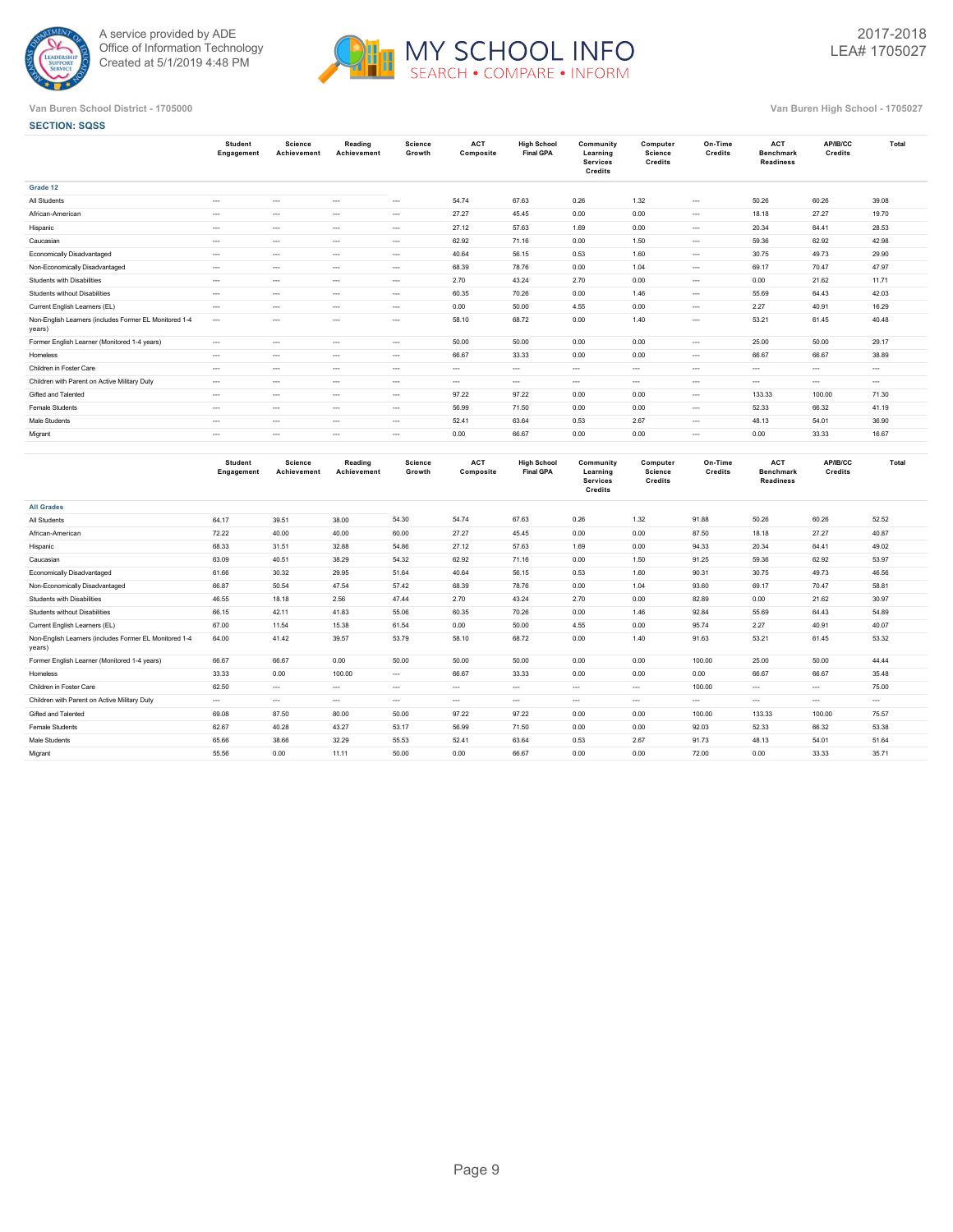A service provided by ADE
Office of Information Technology
Created at 5/1/2019 4:48 PM

# MY SCHOOL INFO

SEARCH • COMPARE • INFORM

2017-2018
LEA# 1705027

Van Buren School District - 1705000

Van Buren High School - 1705027

**SECTION: SQSS**

| | Student Engagement | Science Achievement | Reading Achievement | Science Growth | ACT Composite | High School Final GPA | Community Learning Services Credits | Computer Science Credits | On-Time Credits | ACT Benchmark Readiness | AP/IB/CC Credits | Total |
|---|---|---|---|---|---|---|---|---|---|---|---|---|
| **Grade 12** | | | | | | | | | | | | |
| All Students | --- | --- | --- | --- | 54.74 | 67.63 | 0.26 | 1.32 | --- | 50.26 | 60.26 | 39.08 |
| African-American | --- | --- | --- | --- | 27.27 | 45.45 | 0.00 | 0.00 | --- | 18.18 | 27.27 | 19.70 |
| Hispanic | --- | --- | --- | --- | 27.12 | 57.63 | 1.69 | 0.00 | --- | 20.34 | 64.41 | 28.53 |
| Caucasian | --- | --- | --- | --- | 62.92 | 71.16 | 0.00 | 1.50 | --- | 59.36 | 62.92 | 42.98 |
| Economically Disadvantaged | --- | --- | --- | --- | 40.64 | 56.15 | 0.53 | 1.60 | --- | 30.75 | 49.73 | 29.90 |
| Non-Economically Disadvantaged | --- | --- | --- | --- | 68.39 | 78.76 | 0.00 | 1.04 | --- | 69.17 | 70.47 | 47.97 |
| Students with Disabilities | --- | --- | --- | --- | 2.70 | 43.24 | 2.70 | 0.00 | --- | 0.00 | 21.62 | 11.71 |
| Students without Disabilities | --- | --- | --- | --- | 60.35 | 70.26 | 0.00 | 1.46 | --- | 55.69 | 64.43 | 42.03 |
| Current English Learners (EL) | --- | --- | --- | --- | 0.00 | 50.00 | 4.55 | 0.00 | --- | 2.27 | 40.91 | 16.29 |
| Non-English Learners (includes Former EL Monitored 1-4 years) | --- | --- | --- | --- | 58.10 | 68.72 | 0.00 | 1.40 | --- | 53.21 | 61.45 | 40.48 |
| Former English Learner (Monitored 1-4 years) | --- | --- | --- | --- | 50.00 | 50.00 | 0.00 | 0.00 | --- | 25.00 | 50.00 | 29.17 |
| Homeless | --- | --- | --- | --- | 66.67 | 33.33 | 0.00 | 0.00 | --- | 66.67 | 66.67 | 38.89 |
| Children in Foster Care | --- | --- | --- | --- | --- | --- | --- | --- | --- | --- | --- | --- |
| Children with Parent on Active Military Duty | --- | --- | --- | --- | --- | --- | --- | --- | --- | --- | --- | --- |
| Gifted and Talented | --- | --- | --- | --- | 97.22 | 97.22 | 0.00 | 0.00 | --- | 133.33 | 100.00 | 71.30 |
| Female Students | --- | --- | --- | --- | 56.99 | 71.50 | 0.00 | 0.00 | --- | 52.33 | 66.32 | 41.19 |
| Male Students | --- | --- | --- | --- | 52.41 | 63.64 | 0.53 | 2.67 | --- | 48.13 | 54.01 | 36.90 |
| Migrant | --- | --- | --- | --- | 0.00 | 66.67 | 0.00 | 0.00 | --- | 0.00 | 33.33 | 16.67 |

| | Student Engagement | Science Achievement | Reading Achievement | Science Growth | ACT Composite | High School Final GPA | Community Learning Services Credits | Computer Science Credits | On-Time Credits | ACT Benchmark Readiness | AP/IB/CC Credits | Total |
|---|---|---|---|---|---|---|---|---|---|---|---|---|
| **All Grades** | | | | | | | | | | | | |
| All Students | 64.17 | 39.51 | 38.00 | 54.30 | 54.74 | 67.63 | 0.26 | 1.32 | 91.88 | 50.26 | 60.26 | 52.52 |
| African-American | 72.22 | 40.00 | 40.00 | 60.00 | 27.27 | 45.45 | 0.00 | 0.00 | 87.50 | 18.18 | 27.27 | 40.87 |
| Hispanic | 68.33 | 31.51 | 32.88 | 54.86 | 27.12 | 57.63 | 1.69 | 0.00 | 94.33 | 20.34 | 64.41 | 49.02 |
| Caucasian | 63.09 | 40.51 | 38.29 | 54.32 | 62.92 | 71.16 | 0.00 | 1.50 | 91.25 | 59.36 | 62.92 | 53.97 |
| Economically Disadvantaged | 61.66 | 30.32 | 29.95 | 51.64 | 40.64 | 56.15 | 0.53 | 1.60 | 90.31 | 30.75 | 49.73 | 46.56 |
| Non-Economically Disadvantaged | 66.87 | 50.54 | 47.54 | 57.42 | 68.39 | 78.76 | 0.00 | 1.04 | 93.60 | 69.17 | 70.47 | 58.81 |
| Students with Disabilities | 46.55 | 18.18 | 2.56 | 47.44 | 2.70 | 43.24 | 2.70 | 0.00 | 82.89 | 0.00 | 21.62 | 30.97 |
| Students without Disabilities | 66.15 | 42.11 | 41.83 | 55.06 | 60.35 | 70.26 | 0.00 | 1.46 | 92.84 | 55.69 | 64.43 | 54.89 |
| Current English Learners (EL) | 67.00 | 11.54 | 15.38 | 61.54 | 0.00 | 50.00 | 4.55 | 0.00 | 95.74 | 2.27 | 40.91 | 40.07 |
| Non-English Learners (includes Former EL Monitored 1-4 years) | 64.00 | 41.42 | 39.57 | 53.79 | 58.10 | 68.72 | 0.00 | 1.40 | 91.63 | 53.21 | 61.45 | 53.32 |
| Former English Learner (Monitored 1-4 years) | 66.67 | 66.67 | 0.00 | 50.00 | 50.00 | 50.00 | 0.00 | 0.00 | 100.00 | 25.00 | 50.00 | 44.44 |
| Homeless | 33.33 | 0.00 | 100.00 | --- | 66.67 | 33.33 | 0.00 | 0.00 | 0.00 | 66.67 | 66.67 | 35.48 |
| Children in Foster Care | 62.50 | --- | --- | --- | --- | --- | --- | --- | 100.00 | --- | --- | 75.00 |
| Children with Parent on Active Military Duty | --- | --- | --- | --- | --- | --- | --- | --- | --- | --- | --- | --- |
| Gifted and Talented | 69.08 | 87.50 | 80.00 | 50.00 | 97.22 | 97.22 | 0.00 | 0.00 | 100.00 | 133.33 | 100.00 | 75.57 |
| Female Students | 62.67 | 40.28 | 43.27 | 53.17 | 56.99 | 71.50 | 0.00 | 0.00 | 92.03 | 52.33 | 66.32 | 53.38 |
| Male Students | 65.66 | 38.66 | 32.29 | 55.53 | 52.41 | 63.64 | 0.53 | 2.67 | 91.73 | 48.13 | 54.01 | 51.64 |
| Migrant | 55.56 | 0.00 | 11.11 | 50.00 | 0.00 | 66.67 | 0.00 | 0.00 | 72.00 | 0.00 | 33.33 | 35.71 |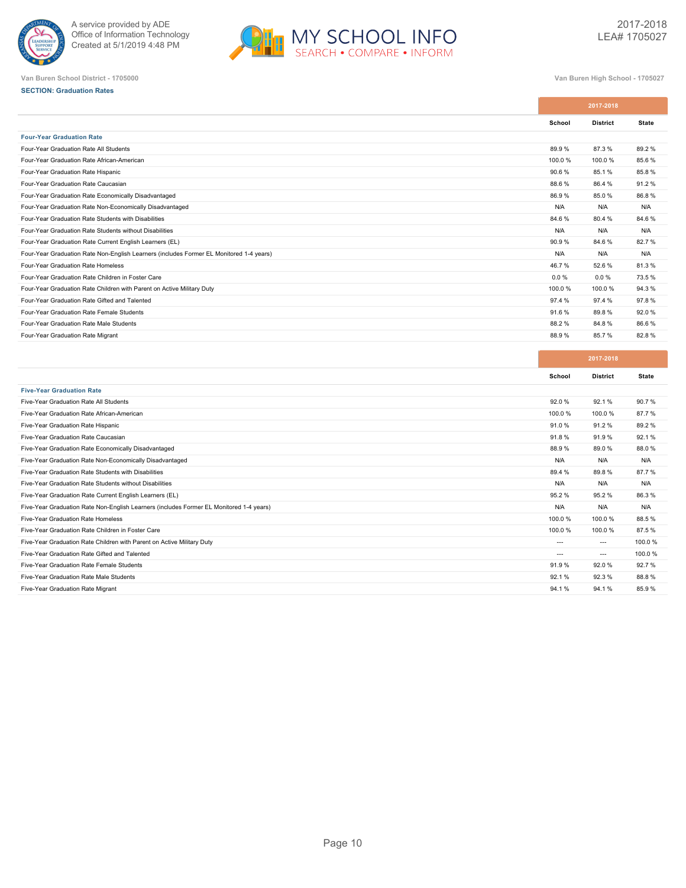Van Buren School District - 1705000

Van Buren High School - 1705027

**SECTION: Graduation Rates**

| | 2017-2018 | | |
|---|---|---|---|
| | School | District | State |
| **Four-Year Graduation Rate** | | | |
| Four-Year Graduation Rate All Students | 89.9 % | 87.3 % | 89.2 % |
| Four-Year Graduation Rate African-American | 100.0 % | 100.0 % | 85.6 % |
| Four-Year Graduation Rate Hispanic | 90.6 % | 85.1 % | 85.8 % |
| Four-Year Graduation Rate Caucasian | 88.6 % | 86.4 % | 91.2 % |
| Four-Year Graduation Rate Economically Disadvantaged | 86.9 % | 85.0 % | 86.8 % |
| Four-Year Graduation Rate Non-Economically Disadvantaged | N/A | N/A | N/A |
| Four-Year Graduation Rate Students with Disabilities | 84.6 % | 80.4 % | 84.6 % |
| Four-Year Graduation Rate Students without Disabilities | N/A | N/A | N/A |
| Four-Year Graduation Rate Current English Learners (EL) | 90.9 % | 84.6 % | 82.7 % |
| Four-Year Graduation Rate Non-English Learners (includes Former EL Monitored 1-4 years) | N/A | N/A | N/A |
| Four-Year Graduation Rate Homeless | 46.7 % | 52.6 % | 81.3 % |
| Four-Year Graduation Rate Children in Foster Care | 0.0 % | 0.0 % | 73.5 % |
| Four-Year Graduation Rate Children with Parent on Active Military Duty | 100.0 % | 100.0 % | 94.3 % |
| Four-Year Graduation Rate Gifted and Talented | 97.4 % | 97.4 % | 97.8 % |
| Four-Year Graduation Rate Female Students | 91.6 % | 89.8 % | 92.0 % |
| Four-Year Graduation Rate Male Students | 88.2 % | 84.8 % | 86.6 % |
| Four-Year Graduation Rate Migrant | 88.9 % | 85.7 % | 82.8 % |

| | 2017-2018 | | |
|---|---|---|---|
| | School | District | State |
| **Five-Year Graduation Rate** | | | |
| Five-Year Graduation Rate All Students | 92.0 % | 92.1 % | 90.7 % |
| Five-Year Graduation Rate African-American | 100.0 % | 100.0 % | 87.7 % |
| Five-Year Graduation Rate Hispanic | 91.0 % | 91.2 % | 89.2 % |
| Five-Year Graduation Rate Caucasian | 91.8 % | 91.9 % | 92.1 % |
| Five-Year Graduation Rate Economically Disadvantaged | 88.9 % | 89.0 % | 88.0 % |
| Five-Year Graduation Rate Non-Economically Disadvantaged | N/A | N/A | N/A |
| Five-Year Graduation Rate Students with Disabilities | 89.4 % | 89.8 % | 87.7 % |
| Five-Year Graduation Rate Students without Disabilities | N/A | N/A | N/A |
| Five-Year Graduation Rate Current English Learners (EL) | 95.2 % | 95.2 % | 86.3 % |
| Five-Year Graduation Rate Non-English Learners (includes Former EL Monitored 1-4 years) | N/A | N/A | N/A |
| Five-Year Graduation Rate Homeless | 100.0 % | 100.0 % | 88.5 % |
| Five-Year Graduation Rate Children in Foster Care | 100.0 % | 100.0 % | 87.5 % |
| Five-Year Graduation Rate Children with Parent on Active Military Duty | --- | --- | 100.0 % |
| Five-Year Graduation Rate Gifted and Talented | --- | --- | 100.0 % |
| Five-Year Graduation Rate Female Students | 91.9 % | 92.0 % | 92.7 % |
| Five-Year Graduation Rate Male Students | 92.1 % | 92.3 % | 88.8 % |
| Five-Year Graduation Rate Migrant | 94.1 % | 94.1 % | 85.9 % |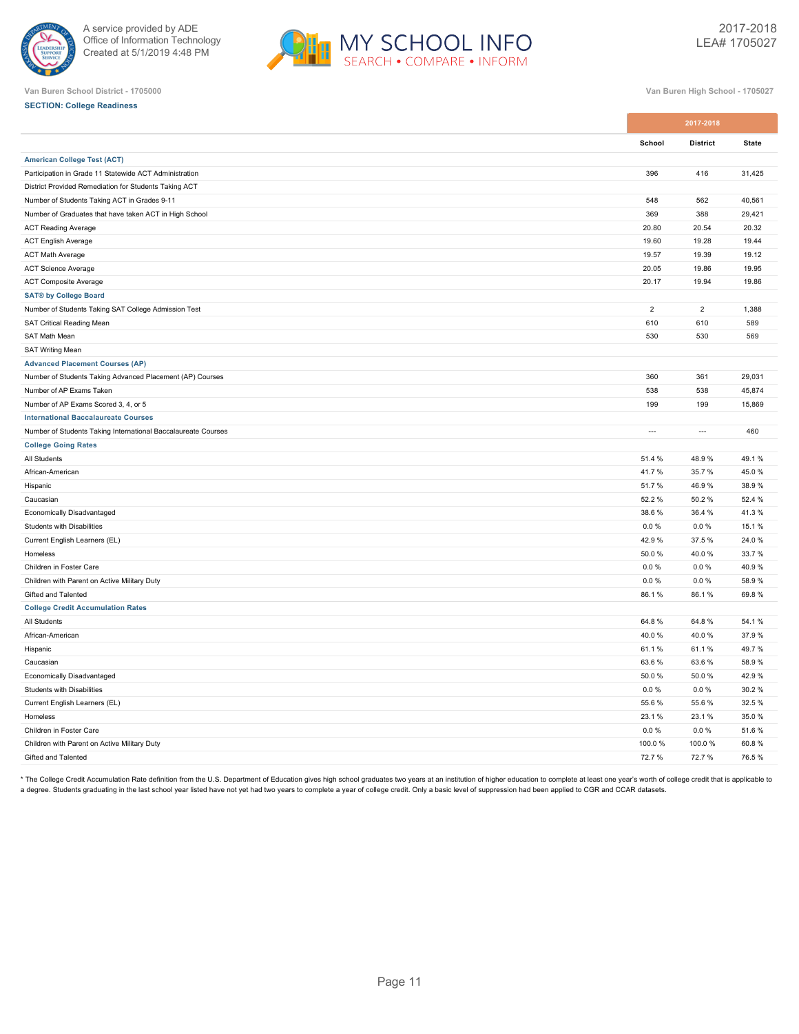Van Buren School District - 1705000

Van Buren High School - 1705027

**SECTION: College Readiness**

| | 2017-2018 | | |
|---|---|---|---|
| | School | District | State |
| **American College Test (ACT)** | | | |
| Participation in Grade 11 Statewide ACT Administration | 396 | 416 | 31,425 |
| District Provided Remediation for Students Taking ACT | | | |
| Number of Students Taking ACT in Grades 9-11 | 548 | 562 | 40,561 |
| Number of Graduates that have taken ACT in High School | 369 | 388 | 29,421 |
| ACT Reading Average | 20.80 | 20.54 | 20.32 |
| ACT English Average | 19.60 | 19.28 | 19.44 |
| ACT Math Average | 19.57 | 19.39 | 19.12 |
| ACT Science Average | 20.05 | 19.86 | 19.95 |
| ACT Composite Average | 20.17 | 19.94 | 19.86 |
| **SAT® by College Board** | | | |
| Number of Students Taking SAT College Admission Test | 2 | 2 | 1,388 |
| SAT Critical Reading Mean | 610 | 610 | 589 |
| SAT Math Mean | 530 | 530 | 569 |
| SAT Writing Mean | | | |
| **Advanced Placement Courses (AP)** | | | |
| Number of Students Taking Advanced Placement (AP) Courses | 360 | 361 | 29,031 |
| Number of AP Exams Taken | 538 | 538 | 45,874 |
| Number of AP Exams Scored 3, 4, or 5 | 199 | 199 | 15,869 |
| **International Baccalaureate Courses** | | | |
| Number of Students Taking International Baccalaureate Courses | --- | --- | 460 |
| **College Going Rates** | | | |
| All Students | 51.4 % | 48.9 % | 49.1 % |
| African-American | 41.7 % | 35.7 % | 45.0 % |
| Hispanic | 51.7 % | 46.9 % | 38.9 % |
| Caucasian | 52.2 % | 50.2 % | 52.4 % |
| Economically Disadvantaged | 38.6 % | 36.4 % | 41.3 % |
| Students with Disabilities | 0.0 % | 0.0 % | 15.1 % |
| Current English Learners (EL) | 42.9 % | 37.5 % | 24.0 % |
| Homeless | 50.0 % | 40.0 % | 33.7 % |
| Children in Foster Care | 0.0 % | 0.0 % | 40.9 % |
| Children with Parent on Active Military Duty | 0.0 % | 0.0 % | 58.9 % |
| Gifted and Talented | 86.1 % | 86.1 % | 69.8 % |
| **College Credit Accumulation Rates** | | | |
| All Students | 64.8 % | 64.8 % | 54.1 % |
| African-American | 40.0 % | 40.0 % | 37.9 % |
| Hispanic | 61.1 % | 61.1 % | 49.7 % |
| Caucasian | 63.6 % | 63.6 % | 58.9 % |
| Economically Disadvantaged | 50.0 % | 50.0 % | 42.9 % |
| Students with Disabilities | 0.0 % | 0.0 % | 30.2 % |
| Current English Learners (EL) | 55.6 % | 55.6 % | 32.5 % |
| Homeless | 23.1 % | 23.1 % | 35.0 % |
| Children in Foster Care | 0.0 % | 0.0 % | 51.6 % |
| Children with Parent on Active Military Duty | 100.0 % | 100.0 % | 60.8 % |
| Gifted and Talented | 72.7 % | 72.7 % | 76.5 % |

* The College Credit Accumulation Rate definition from the U.S. Department of Education gives high school graduates two years at an institution of higher education to complete at least one year's worth of college credit that is applicable to a degree. Students graduating in the last school year listed have not yet had two years to complete a year of college credit. Only a basic level of suppression had been applied to CGR and CCAR datasets.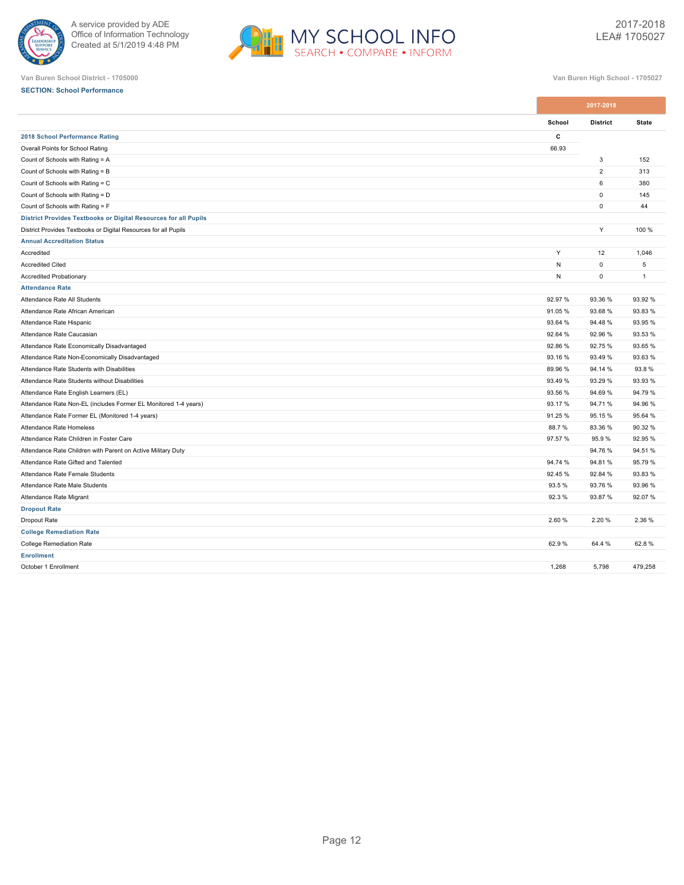Van Buren School District - 1705000

Van Buren High School - 1705027

**SECTION: School Performance**

| | 2017-2018 | | |
|---|---|---|---|
| | School | District | State |
| **2018 School Performance Rating** | C | | |
| Overall Points for School Rating | 66.93 | | |
| Count of Schools with Rating = A | | 3 | 152 |
| Count of Schools with Rating = B | | 2 | 313 |
| Count of Schools with Rating = C | | 6 | 380 |
| Count of Schools with Rating = D | | 0 | 145 |
| Count of Schools with Rating = F | | 0 | 44 |
| **District Provides Textbooks or Digital Resources for all Pupils** | | | |
| District Provides Textbooks or Digital Resources for all Pupils | | Y | 100 % |
| **Annual Accreditation Status** | | | |
| Accredited | Y | 12 | 1,046 |
| Accredited Cited | N | 0 | 5 |
| Accredited Probationary | N | 0 | 1 |
| **Attendance Rate** | | | |
| Attendance Rate All Students | 92.97 % | 93.36 % | 93.92 % |
| Attendance Rate African American | 91.05 % | 93.68 % | 93.83 % |
| Attendance Rate Hispanic | 93.64 % | 94.48 % | 93.95 % |
| Attendance Rate Caucasian | 92.64 % | 92.96 % | 93.53 % |
| Attendance Rate Economically Disadvantaged | 92.86 % | 92.75 % | 93.65 % |
| Attendance Rate Non-Economically Disadvantaged | 93.16 % | 93.49 % | 93.63 % |
| Attendance Rate Students with Disabilities | 89.96 % | 94.14 % | 93.8 % |
| Attendance Rate Students without Disabilities | 93.49 % | 93.29 % | 93.93 % |
| Attendance Rate English Learners (EL) | 93.56 % | 94.69 % | 94.79 % |
| Attendance Rate Non-EL (includes Former EL Monitored 1-4 years) | 93.17 % | 94.71 % | 94.96 % |
| Attendance Rate Former EL (Monitored 1-4 years) | 91.25 % | 95.15 % | 95.64 % |
| Attendance Rate Homeless | 88.7 % | 83.36 % | 90.32 % |
| Attendance Rate Children in Foster Care | 97.57 % | 95.9 % | 92.95 % |
| Attendance Rate Children with Parent on Active Military Duty | | 94.76 % | 94.51 % |
| Attendance Rate Gifted and Talented | 94.74 % | 94.81 % | 95.79 % |
| Attendance Rate Female Students | 92.45 % | 92.84 % | 93.83 % |
| Attendance Rate Male Students | 93.5 % | 93.76 % | 93.96 % |
| Attendance Rate Migrant | 92.3 % | 93.87 % | 92.07 % |
| **Dropout Rate** | | | |
| Dropout Rate | 2.60 % | 2.20 % | 2.36 % |
| **College Remediation Rate** | | | |
| College Remediation Rate | 62.9 % | 64.4 % | 62.8 % |
| **Enrollment** | | | |
| October 1 Enrollment | 1,268 | 5,798 | 479,258 |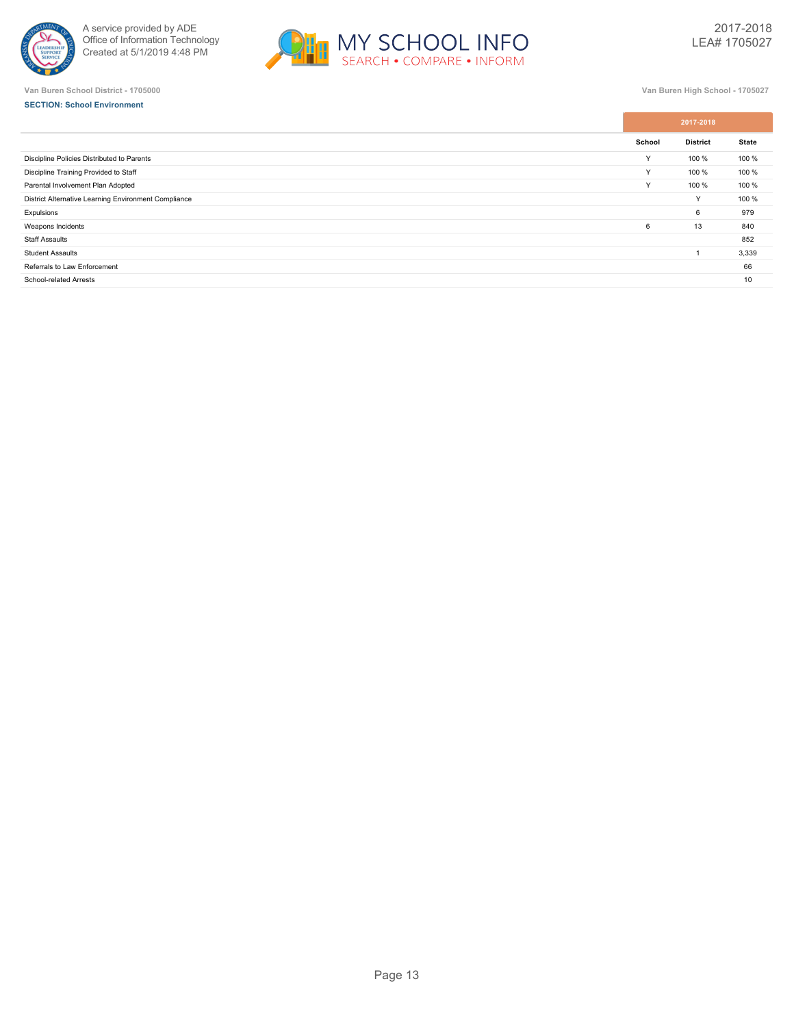Van Buren School District - 1705000

Van Buren High School - 1705027

**SECTION: School Environment**

| | 2017-2018 | | |
|---|---|---|---|
| | School | District | State |
| Discipline Policies Distributed to Parents | Y | 100 % | 100 % |
| Discipline Training Provided to Staff | Y | 100 % | 100 % |
| Parental Involvement Plan Adopted | Y | 100 % | 100 % |
| District Alternative Learning Environment Compliance | | Y | 100 % |
| Expulsions | | 6 | 979 |
| Weapons Incidents | 6 | 13 | 840 |
| Staff Assaults | | | 852 |
| Student Assaults | | 1 | 3,339 |
| Referrals to Law Enforcement | | | 66 |
| School-related Arrests | | | 10 |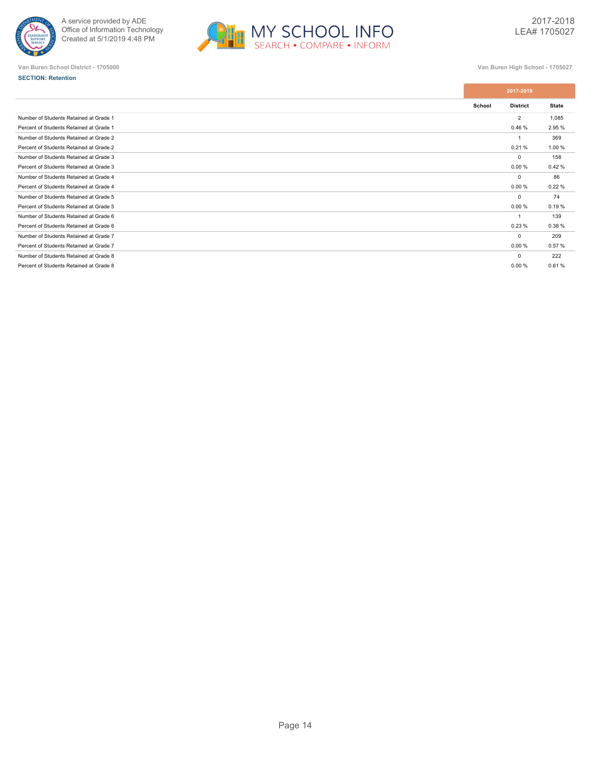Van Buren School District - 1705000

Van Buren High School - 1705027

**SECTION: Retention**

| | 2017-2018 | | |
|---|---|---|---|
| | School | District | State |
| Number of Students Retained at Grade 1 | | 2 | 1,085 |
| Percent of Students Retained at Grade 1 | | 0.46 % | 2.95 % |
| Number of Students Retained at Grade 2 | | 1 | 369 |
| Percent of Students Retained at Grade 2 | | 0.21 % | 1.00 % |
| Number of Students Retained at Grade 3 | | 0 | 158 |
| Percent of Students Retained at Grade 3 | | 0.00 % | 0.42 % |
| Number of Students Retained at Grade 4 | | 0 | 86 |
| Percent of Students Retained at Grade 4 | | 0.00 % | 0.22 % |
| Number of Students Retained at Grade 5 | | 0 | 74 |
| Percent of Students Retained at Grade 5 | | 0.00 % | 0.19 % |
| Number of Students Retained at Grade 6 | | 1 | 139 |
| Percent of Students Retained at Grade 6 | | 0.23 % | 0.38 % |
| Number of Students Retained at Grade 7 | | 0 | 209 |
| Percent of Students Retained at Grade 7 | | 0.00 % | 0.57 % |
| Number of Students Retained at Grade 8 | | 0 | 222 |
| Percent of Students Retained at Grade 8 | | 0.00 % | 0.61 % |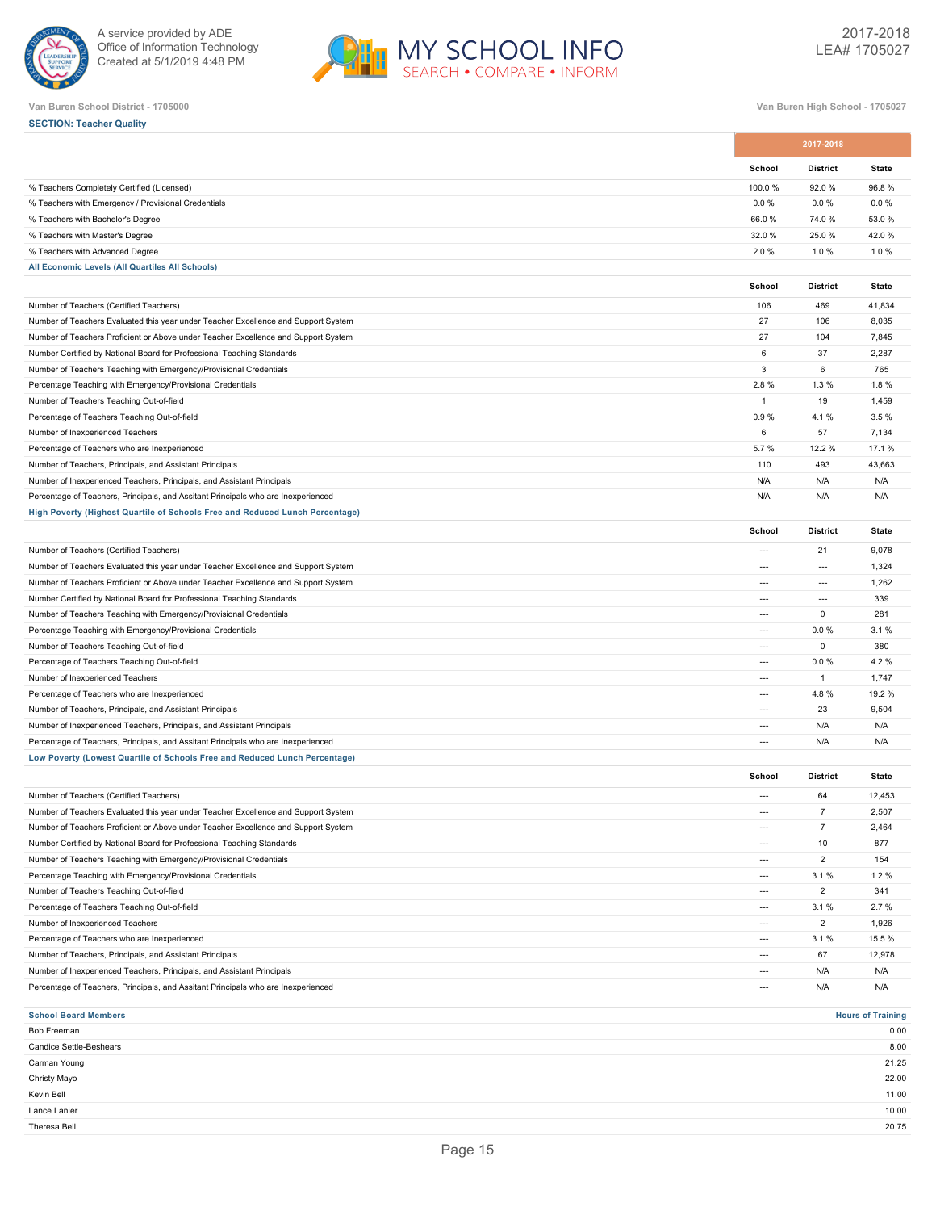Van Buren School District - 1705000

Van Buren High School - 1705027

**SECTION: Teacher Quality**

| | 2017-2018 | | |
|---|---|---|---|
| | School | District | State |
| % Teachers Completely Certified (Licensed) | 100.0 % | 92.0 % | 96.8 % |
| % Teachers with Emergency / Provisional Credentials | 0.0 % | 0.0 % | 0.0 % |
| % Teachers with Bachelor's Degree | 66.0 % | 74.0 % | 53.0 % |
| % Teachers with Master's Degree | 32.0 % | 25.0 % | 42.0 % |
| % Teachers with Advanced Degree | 2.0 % | 1.0 % | 1.0 % |

**All Economic Levels (All Quartiles All Schools)**

| | School | District | State |
|---|---|---|---|
| Number of Teachers (Certified Teachers) | 106 | 469 | 41,834 |
| Number of Teachers Evaluated this year under Teacher Excellence and Support System | 27 | 106 | 8,035 |
| Number of Teachers Proficient or Above under Teacher Excellence and Support System | 27 | 104 | 7,845 |
| Number Certified by National Board for Professional Teaching Standards | 6 | 37 | 2,287 |
| Number of Teachers Teaching with Emergency/Provisional Credentials | 3 | 6 | 765 |
| Percentage Teaching with Emergency/Provisional Credentials | 2.8 % | 1.3 % | 1.8 % |
| Number of Teachers Teaching Out-of-field | 1 | 19 | 1,459 |
| Percentage of Teachers Teaching Out-of-field | 0.9 % | 4.1 % | 3.5 % |
| Number of Inexperienced Teachers | 6 | 57 | 7,134 |
| Percentage of Teachers who are Inexperienced | 5.7 % | 12.2 % | 17.1 % |
| Number of Teachers, Principals, and Assistant Principals | 110 | 493 | 43,663 |
| Number of Inexperienced Teachers, Principals, and Assistant Principals | N/A | N/A | N/A |
| Percentage of Teachers, Principals, and Assitant Principals who are Inexperienced | N/A | N/A | N/A |

**High Poverty (Highest Quartile of Schools Free and Reduced Lunch Percentage)**

| | School | District | State |
|---|---|---|---|
| Number of Teachers (Certified Teachers) | --- | 21 | 9,078 |
| Number of Teachers Evaluated this year under Teacher Excellence and Support System | --- | --- | 1,324 |
| Number of Teachers Proficient or Above under Teacher Excellence and Support System | --- | --- | 1,262 |
| Number Certified by National Board for Professional Teaching Standards | --- | --- | 339 |
| Number of Teachers Teaching with Emergency/Provisional Credentials | --- | 0 | 281 |
| Percentage Teaching with Emergency/Provisional Credentials | --- | 0.0 % | 3.1 % |
| Number of Teachers Teaching Out-of-field | --- | 0 | 380 |
| Percentage of Teachers Teaching Out-of-field | --- | 0.0 % | 4.2 % |
| Number of Inexperienced Teachers | --- | 1 | 1,747 |
| Percentage of Teachers who are Inexperienced | --- | 4.8 % | 19.2 % |
| Number of Teachers, Principals, and Assistant Principals | --- | 23 | 9,504 |
| Number of Inexperienced Teachers, Principals, and Assistant Principals | --- | N/A | N/A |
| Percentage of Teachers, Principals, and Assitant Principals who are Inexperienced | --- | N/A | N/A |

**Low Poverty (Lowest Quartile of Schools Free and Reduced Lunch Percentage)**

| | School | District | State |
|---|---|---|---|
| Number of Teachers (Certified Teachers) | --- | 64 | 12,453 |
| Number of Teachers Evaluated this year under Teacher Excellence and Support System | --- | 7 | 2,507 |
| Number of Teachers Proficient or Above under Teacher Excellence and Support System | --- | 7 | 2,464 |
| Number Certified by National Board for Professional Teaching Standards | --- | 10 | 877 |
| Number of Teachers Teaching with Emergency/Provisional Credentials | --- | 2 | 154 |
| Percentage Teaching with Emergency/Provisional Credentials | --- | 3.1 % | 1.2 % |
| Number of Teachers Teaching Out-of-field | --- | 2 | 341 |
| Percentage of Teachers Teaching Out-of-field | --- | 3.1 % | 2.7 % |
| Number of Inexperienced Teachers | --- | 2 | 1,926 |
| Percentage of Teachers who are Inexperienced | --- | 3.1 % | 15.5 % |
| Number of Teachers, Principals, and Assistant Principals | --- | 67 | 12,978 |
| Number of Inexperienced Teachers, Principals, and Assistant Principals | --- | N/A | N/A |
| Percentage of Teachers, Principals, and Assitant Principals who are Inexperienced | --- | N/A | N/A |

| School Board Members | Hours of Training |
|---|---|
| Bob Freeman | 0.00 |
| Candice Settle-Beshears | 8.00 |
| Carman Young | 21.25 |
| Christy Mayo | 22.00 |
| Kevin Bell | 11.00 |
| Lance Lanier | 10.00 |
| Theresa Bell | 20.75 |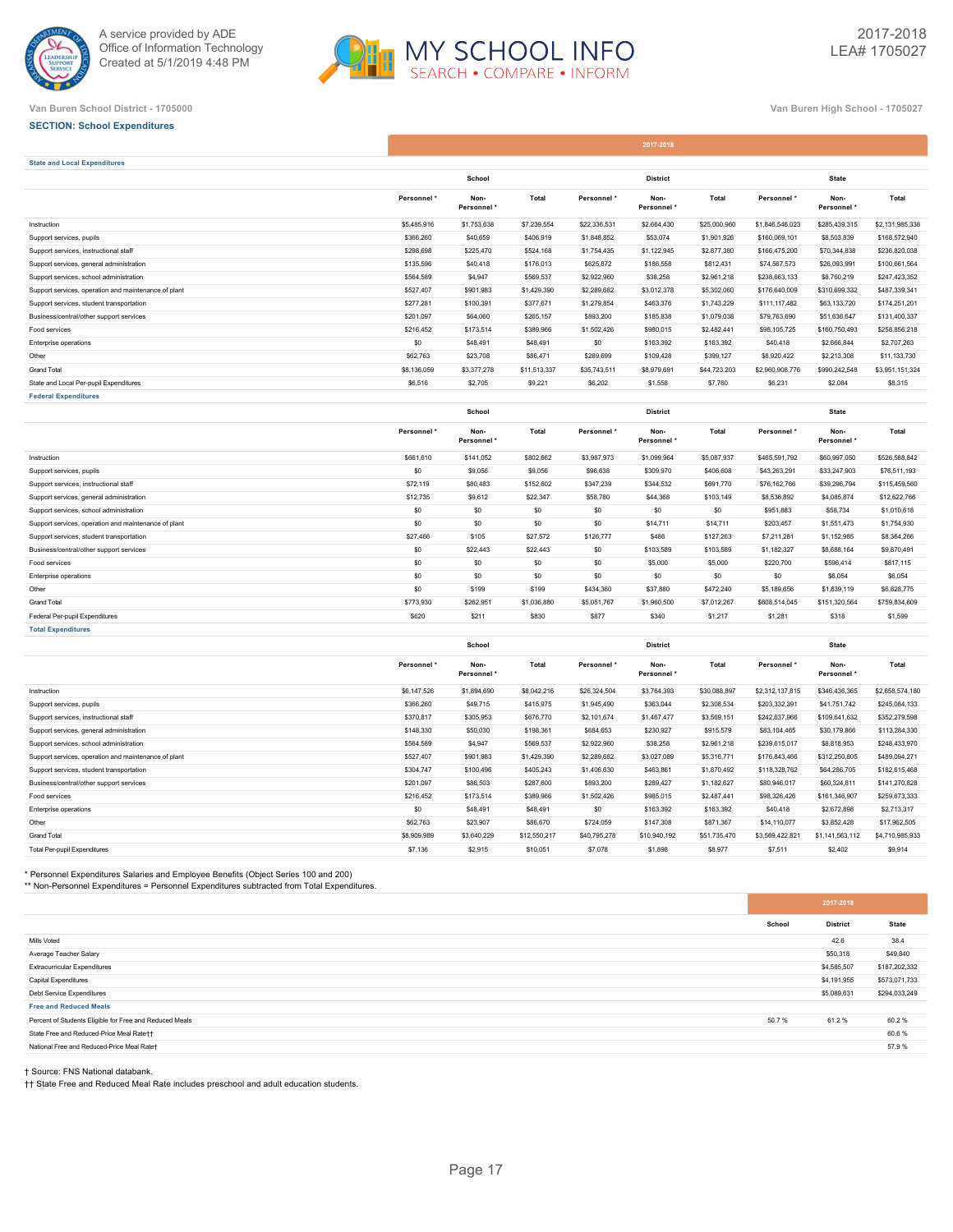A service provided by ADE
Office of Information Technology
Created at 5/1/2019 4:48 PM

MY SCHOOL INFO
SEARCH • COMPARE • INFORM

2017-2018
LEA# 1705027

Van Buren School District - 1705000

Van Buren High School - 1705027

**SECTION: School Expenditures**

| | 2017-2018 | | | | | | | | |
|---|---|---|---|---|---|---|---|---|---|
| **State and Local Expenditures** | | | | | | | | | |
| | School | | | District | | | State | | |
| | Personnel * | Non-Personnel * | Total | Personnel * | Non-Personnel * | Total | Personnel * | Non-Personnel * | Total |
| Instruction | $5,485,916 | $1,753,638 | $7,239,554 | $22,336,531 | $2,664,430 | $25,000,960 | $1,846,546,023 | $285,439,315 | $2,131,985,338 |
| Support services, pupils | $366,260 | $40,659 | $406,919 | $1,848,852 | $53,074 | $1,901,926 | $160,069,101 | $8,503,839 | $168,572,940 |
| Support services, instructional staff | $298,698 | $225,470 | $524,168 | $1,754,435 | $1,122,945 | $2,877,380 | $166,475,200 | $70,344,838 | $236,820,038 |
| Support services, general administration | $135,596 | $40,418 | $176,013 | $625,872 | $186,558 | $812,431 | $74,567,573 | $26,093,991 | $100,661,564 |
| Support services, school administration | $564,589 | $4,947 | $569,537 | $2,922,960 | $38,258 | $2,961,218 | $238,663,133 | $8,760,219 | $247,423,352 |
| Support services, operation and maintenance of plant | $527,407 | $901,983 | $1,429,390 | $2,289,682 | $3,012,378 | $5,302,060 | $176,640,009 | $310,699,332 | $487,339,341 |
| Support services, student transportation | $277,281 | $100,391 | $377,671 | $1,279,854 | $463,376 | $1,743,229 | $111,117,482 | $63,133,720 | $174,251,201 |
| Business/central/other support services | $201,097 | $64,060 | $265,157 | $893,200 | $185,838 | $1,079,038 | $79,763,690 | $51,636,647 | $131,400,337 |
| Food services | $216,452 | $173,514 | $389,966 | $1,502,426 | $980,015 | $2,482,441 | $98,105,725 | $160,750,493 | $258,856,218 |
| Enterprise operations | $0 | $48,491 | $48,491 | $0 | $163,392 | $163,392 | $40,418 | $2,666,844 | $2,707,263 |
| Other | $62,763 | $23,708 | $86,471 | $289,699 | $109,428 | $399,127 | $8,920,422 | $2,213,308 | $11,133,730 |
| Grand Total | $8,136,059 | $3,377,278 | $11,513,337 | $35,743,511 | $8,979,691 | $44,723,203 | $2,960,908,776 | $990,242,548 | $3,951,151,324 |
| State and Local Per-pupil Expenditures | $6,516 | $2,705 | $9,221 | $6,202 | $1,558 | $7,760 | $6,231 | $2,084 | $8,315 |
| **Federal Expenditures** | | | | | | | | | |
| | School | | | District | | | State | | |
| | Personnel * | Non-Personnel * | Total | Personnel * | Non-Personnel * | Total | Personnel * | Non-Personnel * | Total |
| Instruction | $661,610 | $141,052 | $802,662 | $3,987,973 | $1,099,964 | $5,087,937 | $465,591,792 | $60,997,050 | $526,588,842 |
| Support services, pupils | $0 | $9,056 | $9,056 | $96,638 | $309,970 | $406,608 | $43,263,291 | $33,247,903 | $76,511,193 |
| Support services, instructional staff | $72,119 | $80,483 | $152,602 | $347,239 | $344,532 | $691,770 | $76,162,766 | $39,296,794 | $115,459,560 |
| Support services, general administration | $12,735 | $9,612 | $22,347 | $58,780 | $44,368 | $103,149 | $8,536,892 | $4,085,874 | $12,622,766 |
| Support services, school administration | $0 | $0 | $0 | $0 | $0 | $0 | $951,883 | $58,734 | $1,010,618 |
| Support services, operation and maintenance of plant | $0 | $0 | $0 | $0 | $14,711 | $14,711 | $203,457 | $1,551,473 | $1,754,930 |
| Support services, student transportation | $27,466 | $105 | $27,572 | $126,777 | $486 | $127,263 | $7,211,281 | $1,152,985 | $8,364,266 |
| Business/central/other support services | $0 | $22,443 | $22,443 | $0 | $103,589 | $103,589 | $1,182,327 | $8,688,164 | $9,870,491 |
| Food services | $0 | $0 | $0 | $0 | $5,000 | $5,000 | $220,700 | $596,414 | $817,115 |
| Enterprise operations | $0 | $0 | $0 | $0 | $0 | $0 | $0 | $6,054 | $6,054 |
| Other | $0 | $199 | $199 | $434,360 | $37,880 | $472,240 | $5,189,656 | $1,639,119 | $6,828,775 |
| Grand Total | $773,930 | $262,951 | $1,036,880 | $5,051,767 | $1,960,500 | $7,012,267 | $608,514,045 | $151,320,564 | $759,834,609 |
| Federal Per-pupil Expenditures | $620 | $211 | $830 | $877 | $340 | $1,217 | $1,281 | $318 | $1,599 |
| **Total Expenditures** | | | | | | | | | |
| | School | | | District | | | State | | |
| | Personnel * | Non-Personnel * | Total | Personnel * | Non-Personnel * | Total | Personnel * | Non-Personnel * | Total |
| Instruction | $6,147,526 | $1,894,690 | $8,042,216 | $26,324,504 | $3,764,393 | $30,088,897 | $2,312,137,815 | $346,436,365 | $2,658,574,180 |
| Support services, pupils | $366,260 | $49,715 | $415,975 | $1,945,490 | $363,044 | $2,308,534 | $203,332,391 | $41,751,742 | $245,084,133 |
| Support services, instructional staff | $370,817 | $305,953 | $676,770 | $2,101,674 | $1,467,477 | $3,569,151 | $242,637,966 | $109,641,632 | $352,279,598 |
| Support services, general administration | $148,330 | $50,030 | $198,361 | $684,653 | $230,927 | $915,579 | $83,104,465 | $30,179,866 | $113,284,330 |
| Support services, school administration | $564,589 | $4,947 | $569,537 | $2,922,960 | $38,258 | $2,961,218 | $239,615,017 | $8,818,953 | $248,433,970 |
| Support services, operation and maintenance of plant | $527,407 | $901,983 | $1,429,390 | $2,289,682 | $3,027,089 | $5,316,771 | $176,843,466 | $312,250,805 | $489,094,271 |
| Support services, student transportation | $304,747 | $100,496 | $405,243 | $1,406,630 | $463,861 | $1,870,492 | $118,328,762 | $64,286,705 | $182,615,468 |
| Business/central/other support services | $201,097 | $86,503 | $287,600 | $893,200 | $289,427 | $1,182,627 | $80,946,017 | $60,324,811 | $141,270,828 |
| Food services | $216,452 | $173,514 | $389,966 | $1,502,426 | $985,015 | $2,487,441 | $98,326,426 | $161,346,907 | $259,673,333 |
| Enterprise operations | $0 | $48,491 | $48,491 | $0 | $163,392 | $163,392 | $40,418 | $2,672,898 | $2,713,317 |
| Other | $62,763 | $23,907 | $86,670 | $724,059 | $147,308 | $871,367 | $14,110,077 | $3,852,428 | $17,962,505 |
| Grand Total | $8,909,989 | $3,640,229 | $12,550,217 | $40,795,278 | $10,940,192 | $51,735,470 | $3,569,422,821 | $1,141,563,112 | $4,710,985,933 |
| Total Per-pupil Expenditures | $7,136 | $2,915 | $10,051 | $7,078 | $1,898 | $8,977 | $7,511 | $2,402 | $9,914 |

\* Personnel Expenditures Salaries and Employee Benefits (Object Series 100 and 200)
** Non-Personnel Expenditures = Personnel Expenditures subtracted from Total Expenditures.

| | 2017-2018 | | |
|---|---|---|---|
| | School | District | State |
| Mills Voted | | 42.6 | 38.4 |
| Average Teacher Salary | | $50,318 | $49,840 |
| Extracurricular Expenditures | | $4,585,507 | $187,202,332 |
| Capital Expenditures | | $4,191,955 | $573,071,733 |
| Debt Service Expenditures | | $5,089,631 | $294,033,249 |
| **Free and Reduced Meals** | | | |
| Percent of Students Eligible for Free and Reduced Meals | 50.7 % | 61.2 % | 60.2 % |
| State Free and Reduced-Price Meal Rate†† | | | 60.6 % |
| National Free and Reduced-Price Meal Rate† | | | 57.9 % |

† Source: FNS National databank.
†† State Free and Reduced Meal Rate includes preschool and adult education students.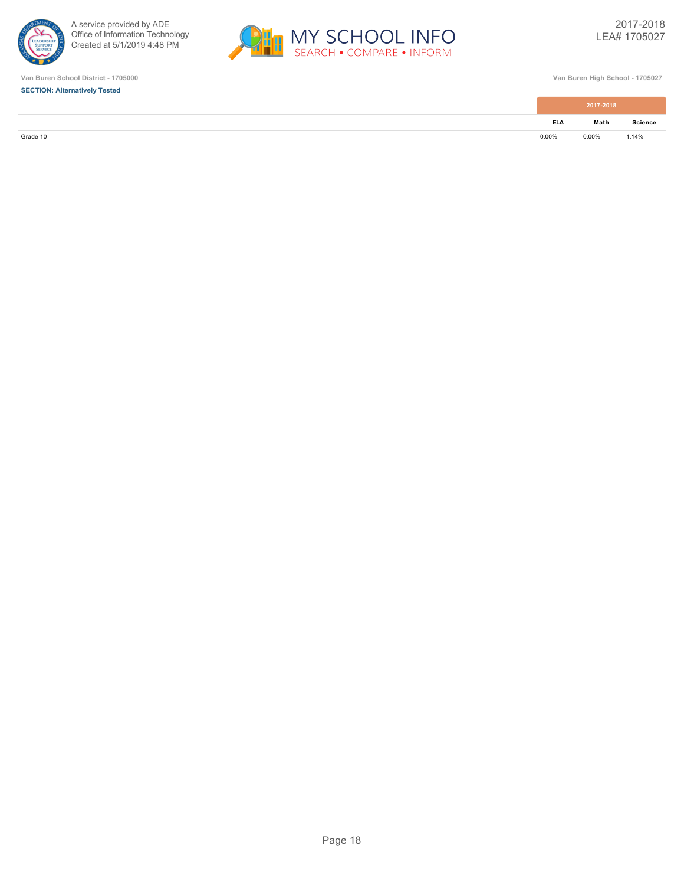Van Buren School District - 1705000

Van Buren High School - 1705027

**SECTION: Alternatively Tested**

| | 2017-2018 | | |
|---|---|---|---|
| | ELA | Math | Science |
| Grade 10 | 0.00% | 0.00% | 1.14% |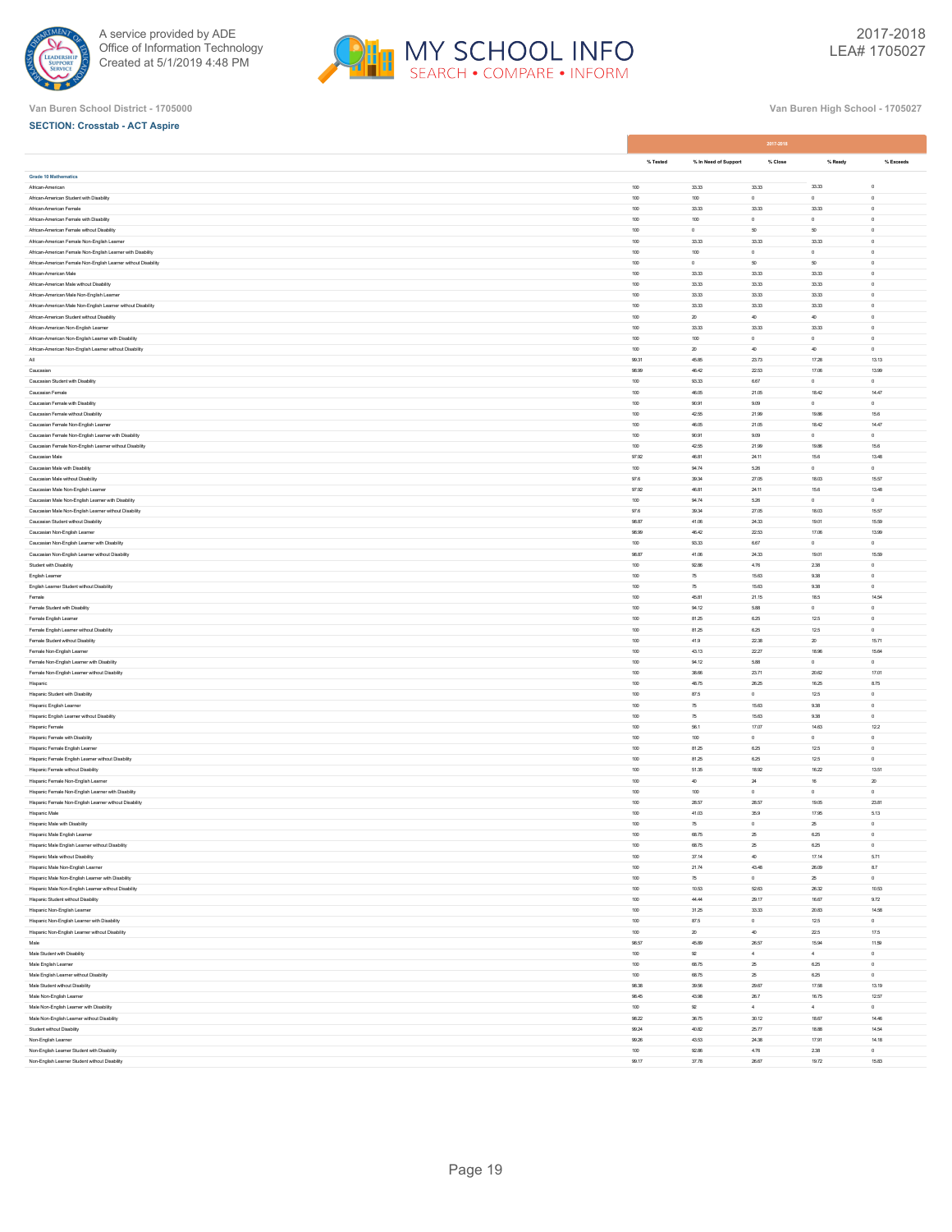Van Buren School District - 1705000

Van Buren High School - 1705027

**SECTION: Crosstab - ACT Aspire**

| | 2017-2018 | | | | |
|---|---|---|---|---|---|
| | % Tested | % In Need of Support | % Close | % Ready | % Exceeds |
| **Grade 10 Mathematics** | | | | | |
| African-American | 100 | 33.33 | 33.33 | 33.33 | 0 |
| African-American Student with Disability | 100 | 100 | 0 | 0 | 0 |
| African-American Female | 100 | 33.33 | 33.33 | 33.33 | 0 |
| African-American Female with Disability | 100 | 100 | 0 | 0 | 0 |
| African-American Female without Disability | 100 | 0 | 50 | 50 | 0 |
| African-American Female Non-English Learner | 100 | 33.33 | 33.33 | 33.33 | 0 |
| African-American Female Non-English Learner with Disability | 100 | 100 | 0 | 0 | 0 |
| African-American Female Non-English Learner without Disability | 100 | 0 | 50 | 50 | 0 |
| African-American Male | 100 | 33.33 | 33.33 | 33.33 | 0 |
| African-American Male without Disability | 100 | 33.33 | 33.33 | 33.33 | 0 |
| African-American Male Non-English Learner | 100 | 33.33 | 33.33 | 33.33 | 0 |
| African-American Male Non-English Learner without Disability | 100 | 33.33 | 33.33 | 33.33 | 0 |
| African-American Student without Disability | 100 | 20 | 40 | 40 | 0 |
| African-American Non-English Learner | 100 | 33.33 | 33.33 | 33.33 | 0 |
| African-American Non-English Learner with Disability | 100 | 100 | 0 | 0 | 0 |
| African-American Non-English Learner without Disability | 100 | 20 | 40 | 40 | 0 |
| All | 99.31 | 45.85 | 23.73 | 17.28 | 13.13 |
| Caucasian | 98.99 | 46.42 | 22.53 | 17.06 | 13.99 |
| Caucasian Student with Disability | 100 | 93.33 | 6.67 | 0 | 0 |
| Caucasian Female | 100 | 46.05 | 21.05 | 18.42 | 14.47 |
| Caucasian Female with Disability | 100 | 90.91 | 9.09 | 0 | 0 |
| Caucasian Female without Disability | 100 | 42.55 | 21.99 | 19.86 | 15.6 |
| Caucasian Female Non-English Learner | 100 | 46.05 | 21.05 | 18.42 | 14.47 |
| Caucasian Female Non-English Learner with Disability | 100 | 90.91 | 9.09 | 0 | 0 |
| Caucasian Female Non-English Learner without Disability | 100 | 42.55 | 21.99 | 19.86 | 15.6 |
| Caucasian Male | 97.92 | 46.81 | 24.11 | 15.6 | 13.48 |
| Caucasian Male with Disability | 100 | 94.74 | 5.26 | 0 | 0 |
| Caucasian Male without Disability | 97.6 | 39.34 | 27.05 | 18.03 | 15.57 |
| Caucasian Male Non-English Learner | 97.92 | 46.81 | 24.11 | 15.6 | 13.48 |
| Caucasian Male Non-English Learner with Disability | 100 | 94.74 | 5.26 | 0 | 0 |
| Caucasian Male Non-English Learner without Disability | 97.6 | 39.34 | 27.05 | 18.03 | 15.57 |
| Caucasian Student without Disability | 98.87 | 41.06 | 24.33 | 19.01 | 15.59 |
| Caucasian Non-English Learner | 98.99 | 46.42 | 22.53 | 17.06 | 13.99 |
| Caucasian Non-English Learner with Disability | 100 | 93.33 | 6.67 | 0 | 0 |
| Caucasian Non-English Learner without Disability | 98.87 | 41.06 | 24.33 | 19.01 | 15.59 |
| Student with Disability | 100 | 92.86 | 4.76 | 2.38 | 0 |
| English Learner | 100 | 75 | 15.63 | 9.38 | 0 |
| English Learner Student without Disability | 100 | 75 | 15.63 | 9.38 | 0 |
| Female | 100 | 45.81 | 21.15 | 18.5 | 14.54 |
| Female Student with Disability | 100 | 94.12 | 5.88 | 0 | 0 |
| Female English Learner | 100 | 81.25 | 6.25 | 12.5 | 0 |
| Female English Learner without Disability | 100 | 81.25 | 6.25 | 12.5 | 0 |
| Female Student without Disability | 100 | 41.9 | 22.38 | 20 | 15.71 |
| Female Non-English Learner | 100 | 43.13 | 22.27 | 18.96 | 15.64 |
| Female Non-English Learner with Disability | 100 | 94.12 | 5.88 | 0 | 0 |
| Female Non-English Learner without Disability | 100 | 38.66 | 23.71 | 20.62 | 17.01 |
| Hispanic | 100 | 46.75 | 28.25 | 16.25 | 8.75 |
| Hispanic Student with Disability | 100 | 87.5 | 0 | 12.5 | 0 |
| Hispanic English Learner | 100 | 75 | 15.63 | 9.38 | 0 |
| Hispanic English Learner without Disability | 100 | 75 | 15.63 | 9.38 | 0 |
| Hispanic Female | 100 | 56.1 | 17.07 | 14.63 | 12.2 |
| Hispanic Female with Disability | 100 | 100 | 0 | 0 | 0 |
| Hispanic Female English Learner | 100 | 81.25 | 6.25 | 12.5 | 0 |
| Hispanic Female English Learner without Disability | 100 | 81.25 | 6.25 | 12.5 | 0 |
| Hispanic Female without Disability | 100 | 51.35 | 18.92 | 16.22 | 13.51 |
| Hispanic Female Non-English Learner | 100 | 40 | 24 | 16 | 20 |
| Hispanic Female Non-English Learner with Disability | 100 | 100 | 0 | 0 | 0 |
| Hispanic Female Non-English Learner without Disability | 100 | 28.57 | 28.57 | 19.05 | 23.81 |
| Hispanic Male | 100 | 41.03 | 35.9 | 17.95 | 5.13 |
| Hispanic Male with Disability | 100 | 75 | 0 | 25 | 0 |
| Hispanic Male English Learner | 100 | 68.75 | 25 | 6.25 | 0 |
| Hispanic Male English Learner without Disability | 100 | 68.75 | 25 | 6.25 | 0 |
| Hispanic Male without Disability | 100 | 37.14 | 40 | 17.14 | 5.71 |
| Hispanic Male Non-English Learner | 100 | 21.74 | 43.48 | 26.09 | 8.7 |
| Hispanic Male Non-English Learner with Disability | 100 | 75 | 0 | 25 | 0 |
| Hispanic Male Non-English Learner without Disability | 100 | 10.53 | 52.63 | 26.32 | 10.53 |
| Hispanic Student without Disability | 100 | 44.44 | 29.17 | 16.67 | 9.72 |
| Hispanic Non-English Learner | 100 | 31.25 | 33.33 | 20.83 | 14.58 |
| Hispanic Non-English Learner with Disability | 100 | 87.5 | 0 | 12.5 | 0 |
| Hispanic Non-English Learner without Disability | 100 | 20 | 40 | 22.5 | 17.5 |
| Male | 98.57 | 45.89 | 26.57 | 15.94 | 11.59 |
| Male Student with Disability | 100 | 92 | 4 | 4 | 0 |
| Male English Learner | 100 | 68.75 | 25 | 6.25 | 0 |
| Male English Learner without Disability | 100 | 68.75 | 25 | 6.25 | 0 |
| Male Student without Disability | 98.38 | 39.56 | 29.67 | 17.58 | 13.19 |
| Male Non-English Learner | 98.45 | 43.98 | 26.7 | 16.75 | 12.57 |
| Male Non-English Learner with Disability | 100 | 92 | 4 | 4 | 0 |
| Male Non-English Learner without Disability | 98.22 | 36.75 | 30.12 | 18.67 | 14.46 |
| Student without Disability | 99.24 | 40.82 | 25.77 | 18.88 | 14.54 |
| Non-English Learner | 99.26 | 43.53 | 24.38 | 17.91 | 14.18 |
| Non-English Learner Student with Disability | 100 | 92.86 | 4.76 | 2.38 | 0 |
| Non-English Learner Student without Disability | 99.17 | 37.78 | 26.67 | 19.72 | 15.83 |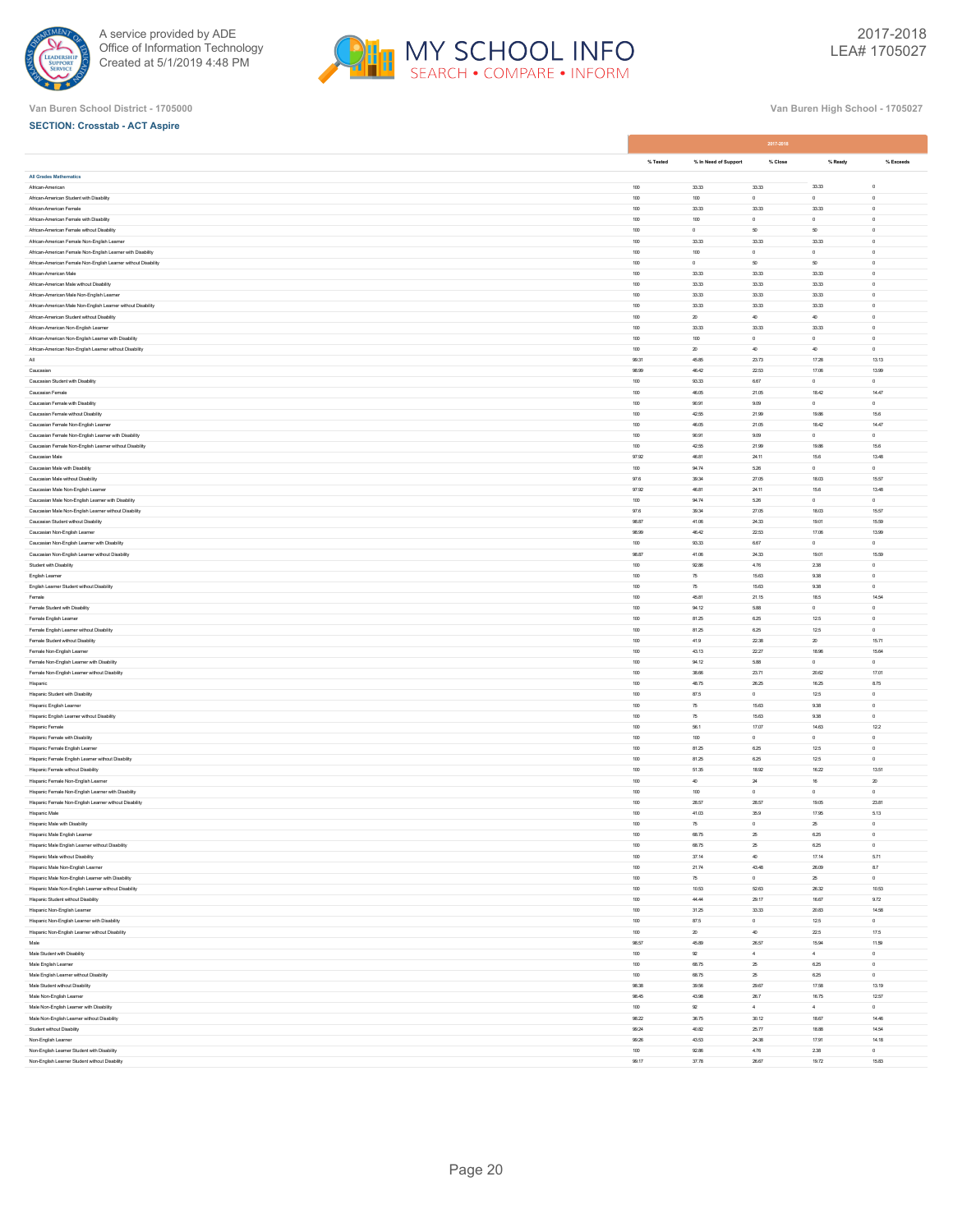Van Buren School District - 1705000

Van Buren High School - 1705027

**SECTION: Crosstab - ACT Aspire**

| | 2017-2018 | | | | |
|---|---|---|---|---|---|
| | % Tested | % In Need of Support | % Close | % Ready | % Exceeds |
| **All Grades Mathematics** | | | | | |
| African-American | 100 | 33.33 | 33.33 | 33.33 | 0 |
| African-American Student with Disability | 100 | 100 | 0 | 0 | 0 |
| African-American Female | 100 | 33.33 | 33.33 | 33.33 | 0 |
| African-American Female with Disability | 100 | 100 | 0 | 0 | 0 |
| African-American Female without Disability | 100 | 0 | 50 | 50 | 0 |
| African-American Female Non-English Learner | 100 | 33.33 | 33.33 | 33.33 | 0 |
| African-American Female Non-English Learner with Disability | 100 | 100 | 0 | 0 | 0 |
| African-American Female Non-English Learner without Disability | 100 | 0 | 50 | 50 | 0 |
| African-American Male | 100 | 33.33 | 33.33 | 33.33 | 0 |
| African-American Male without Disability | 100 | 33.33 | 33.33 | 33.33 | 0 |
| African-American Male Non-English Learner | 100 | 33.33 | 33.33 | 33.33 | 0 |
| African-American Male Non-English Learner without Disability | 100 | 33.33 | 33.33 | 33.33 | 0 |
| African-American Student without Disability | 100 | 20 | 40 | 40 | 0 |
| African-American Non-English Learner | 100 | 33.33 | 33.33 | 33.33 | 0 |
| African-American Non-English Learner with Disability | 100 | 100 | 0 | 0 | 0 |
| African-American Non-English Learner without Disability | 100 | 20 | 40 | 40 | 0 |
| All | 99.31 | 45.85 | 23.73 | 17.28 | 13.13 |
| Caucasian | 98.99 | 46.42 | 22.53 | 17.06 | 13.99 |
| Caucasian Student with Disability | 100 | 93.33 | 6.67 | 0 | 0 |
| Caucasian Female | 100 | 46.05 | 21.05 | 18.42 | 14.47 |
| Caucasian Female with Disability | 100 | 90.91 | 9.09 | 0 | 0 |
| Caucasian Female without Disability | 100 | 42.55 | 21.99 | 19.86 | 15.6 |
| Caucasian Female Non-English Learner | 100 | 46.05 | 21.05 | 18.42 | 14.47 |
| Caucasian Female Non-English Learner with Disability | 100 | 90.91 | 9.09 | 0 | 0 |
| Caucasian Female Non-English Learner without Disability | 100 | 42.55 | 21.99 | 19.86 | 15.6 |
| Caucasian Male | 97.92 | 46.81 | 24.11 | 15.6 | 13.48 |
| Caucasian Male with Disability | 100 | 94.74 | 5.26 | 0 | 0 |
| Caucasian Male without Disability | 97.6 | 39.34 | 27.05 | 18.03 | 15.57 |
| Caucasian Male Non-English Learner | 97.92 | 46.81 | 24.11 | 15.6 | 13.48 |
| Caucasian Male Non-English Learner with Disability | 100 | 94.74 | 5.26 | 0 | 0 |
| Caucasian Male Non-English Learner without Disability | 97.6 | 39.34 | 27.05 | 18.03 | 15.57 |
| Caucasian Student without Disability | 98.87 | 41.06 | 24.33 | 19.01 | 15.59 |
| Caucasian Non-English Learner | 98.99 | 46.42 | 22.53 | 17.06 | 13.99 |
| Caucasian Non-English Learner with Disability | 100 | 93.33 | 6.67 | 0 | 0 |
| Caucasian Non-English Learner without Disability | 98.87 | 41.06 | 24.33 | 19.01 | 15.59 |
| Student with Disability | 100 | 92.86 | 4.76 | 2.38 | 0 |
| English Learner | 100 | 75 | 15.63 | 9.38 | 0 |
| English Learner Student without Disability | 100 | 75 | 15.63 | 9.38 | 0 |
| Female | 100 | 45.81 | 21.15 | 18.5 | 14.54 |
| Female Student with Disability | 100 | 94.12 | 5.88 | 0 | 0 |
| Female English Learner | 100 | 81.25 | 6.25 | 12.5 | 0 |
| Female English Learner without Disability | 100 | 81.25 | 6.25 | 12.5 | 0 |
| Female Student without Disability | 100 | 41.9 | 22.38 | 20 | 15.71 |
| Female Non-English Learner | 100 | 43.13 | 22.27 | 18.96 | 15.64 |
| Female Non-English Learner with Disability | 100 | 94.12 | 5.88 | 0 | 0 |
| Female Non-English Learner without Disability | 100 | 38.66 | 23.71 | 20.62 | 17.01 |
| Hispanic | 100 | 48.75 | 26.25 | 16.25 | 8.75 |
| Hispanic Student with Disability | 100 | 87.5 | 0 | 12.5 | 0 |
| Hispanic English Learner | 100 | 75 | 15.63 | 9.38 | 0 |
| Hispanic English Learner without Disability | 100 | 75 | 15.63 | 9.38 | 0 |
| Hispanic Female | 100 | 56.1 | 17.07 | 14.63 | 12.2 |
| Hispanic Female with Disability | 100 | 100 | 0 | 0 | 0 |
| Hispanic Female English Learner | 100 | 81.25 | 6.25 | 12.5 | 0 |
| Hispanic Female English Learner without Disability | 100 | 81.25 | 6.25 | 12.5 | 0 |
| Hispanic Female without Disability | 100 | 51.35 | 18.92 | 16.22 | 13.51 |
| Hispanic Female Non-English Learner | 100 | 40 | 24 | 16 | 20 |
| Hispanic Female Non-English Learner with Disability | 100 | 100 | 0 | 0 | 0 |
| Hispanic Female Non-English Learner without Disability | 100 | 28.57 | 28.57 | 19.05 | 23.81 |
| Hispanic Male | 100 | 41.03 | 35.9 | 17.95 | 5.13 |
| Hispanic Male with Disability | 100 | 75 | 0 | 25 | 0 |
| Hispanic Male English Learner | 100 | 68.75 | 25 | 6.25 | 0 |
| Hispanic Male English Learner without Disability | 100 | 68.75 | 25 | 6.25 | 0 |
| Hispanic Male without Disability | 100 | 37.14 | 40 | 17.14 | 5.71 |
| Hispanic Male Non-English Learner | 100 | 21.74 | 43.48 | 26.09 | 8.7 |
| Hispanic Male Non-English Learner with Disability | 100 | 75 | 0 | 25 | 0 |
| Hispanic Male Non-English Learner without Disability | 100 | 10.53 | 52.63 | 26.32 | 10.53 |
| Hispanic Student without Disability | 100 | 44.44 | 29.17 | 16.67 | 9.72 |
| Hispanic Non-English Learner | 100 | 31.25 | 33.33 | 20.83 | 14.58 |
| Hispanic Non-English Learner with Disability | 100 | 87.5 | 0 | 12.5 | 0 |
| Hispanic Non-English Learner without Disability | 100 | 20 | 40 | 22.5 | 17.5 |
| Male | 98.57 | 45.89 | 26.57 | 15.94 | 11.59 |
| Male Student with Disability | 100 | 92 | 4 | 4 | 0 |
| Male English Learner | 100 | 68.75 | 25 | 6.25 | 0 |
| Male English Learner without Disability | 100 | 68.75 | 25 | 6.25 | 0 |
| Male Student without Disability | 98.38 | 39.56 | 29.67 | 17.58 | 13.19 |
| Male Non-English Learner | 98.45 | 43.98 | 26.7 | 16.75 | 12.57 |
| Male Non-English Learner with Disability | 100 | 92 | 4 | 4 | 0 |
| Male Non-English Learner without Disability | 98.22 | 36.75 | 30.12 | 18.67 | 14.46 |
| Student without Disability | 99.24 | 40.82 | 25.77 | 18.88 | 14.54 |
| Non-English Learner | 99.26 | 43.53 | 24.38 | 17.91 | 14.18 |
| Non-English Learner Student with Disability | 100 | 92.86 | 4.76 | 2.38 | 0 |
| Non-English Learner Student without Disability | 99.17 | 37.78 | 26.67 | 19.72 | 15.83 |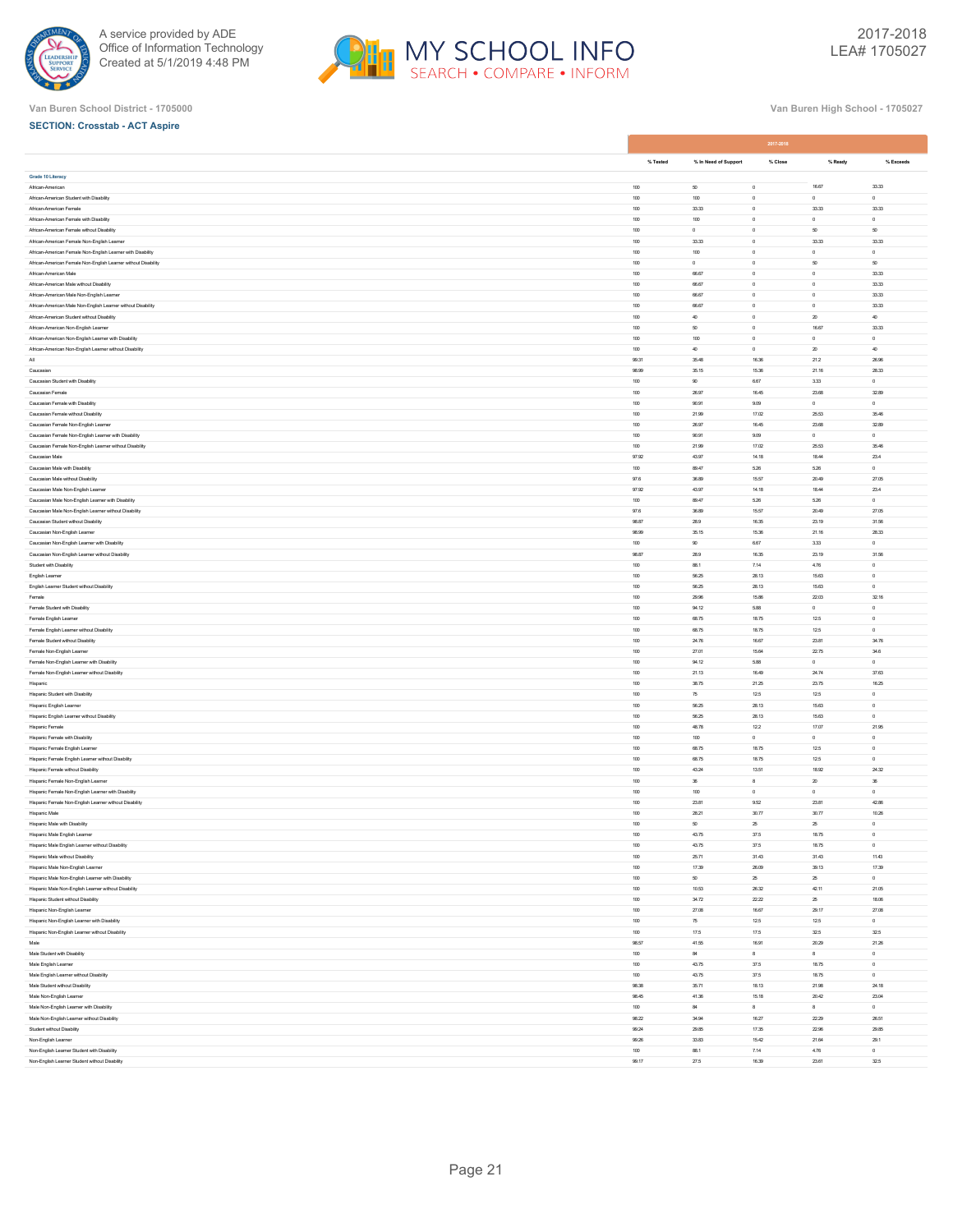Van Buren School District - 1705000

Van Buren High School - 1705027

**SECTION: Crosstab - ACT Aspire**

| | 2017-2018 | | | | |
|---|---|---|---|---|---|
| | % Tested | % In Need of Support | % Close | % Ready | % Exceeds |
| **Grade 10 Literacy** | | | | | |
| African-American | 100 | 50 | 0 | 16.67 | 33.33 |
| African-American Student with Disability | 100 | 100 | 0 | 0 | 0 |
| African-American Female | 100 | 33.33 | 0 | 33.33 | 33.33 |
| African-American Female with Disability | 100 | 100 | 0 | 0 | 0 |
| African-American Female without Disability | 100 | 0 | 0 | 50 | 50 |
| African-American Female Non-English Learner | 100 | 33.33 | 0 | 33.33 | 33.33 |
| African-American Female Non-English Learner with Disability | 100 | 100 | 0 | 0 | 0 |
| African-American Female Non-English Learner without Disability | 100 | 0 | 0 | 50 | 50 |
| African-American Male | 100 | 66.67 | 0 | 0 | 33.33 |
| African-American Male without Disability | 100 | 66.67 | 0 | 0 | 33.33 |
| African-American Male Non-English Learner | 100 | 66.67 | 0 | 0 | 33.33 |
| African-American Male Non-English Learner without Disability | 100 | 66.67 | 0 | 0 | 33.33 |
| African-American Student without Disability | 100 | 40 | 0 | 20 | 40 |
| African-American Non-English Learner | 100 | 50 | 0 | 16.67 | 33.33 |
| African-American Non-English Learner with Disability | 100 | 100 | 0 | 0 | 0 |
| African-American Non-English Learner without Disability | 100 | 40 | 0 | 20 | 40 |
| All | 99.31 | 35.48 | 16.36 | 21.2 | 26.96 |
| Caucasian | 98.99 | 35.15 | 15.36 | 21.16 | 28.33 |
| Caucasian Student with Disability | 100 | 90 | 6.67 | 3.33 | 0 |
| Caucasian Female | 100 | 26.97 | 16.45 | 23.68 | 32.89 |
| Caucasian Female with Disability | 100 | 90.91 | 9.09 | 0 | 0 |
| Caucasian Female without Disability | 100 | 21.99 | 17.02 | 25.53 | 35.46 |
| Caucasian Female Non-English Learner | 100 | 26.97 | 16.45 | 23.68 | 32.89 |
| Caucasian Female Non-English Learner with Disability | 100 | 90.91 | 9.09 | 0 | 0 |
| Caucasian Female Non-English Learner without Disability | 100 | 21.99 | 17.02 | 25.53 | 35.46 |
| Caucasian Male | 97.92 | 43.97 | 14.18 | 18.44 | 23.4 |
| Caucasian Male with Disability | 100 | 89.47 | 5.26 | 5.26 | 0 |
| Caucasian Male without Disability | 97.6 | 36.89 | 15.57 | 20.49 | 27.05 |
| Caucasian Male Non-English Learner | 97.92 | 43.97 | 14.18 | 18.44 | 23.4 |
| Caucasian Male Non-English Learner with Disability | 100 | 89.47 | 5.26 | 5.26 | 0 |
| Caucasian Male Non-English Learner without Disability | 97.6 | 36.89 | 15.57 | 20.49 | 27.05 |
| Caucasian Student without Disability | 98.87 | 28.9 | 16.35 | 23.19 | 31.56 |
| Caucasian Non-English Learner | 98.99 | 35.15 | 15.36 | 21.16 | 28.33 |
| Caucasian Non-English Learner with Disability | 100 | 90 | 6.67 | 3.33 | 0 |
| Caucasian Non-English Learner without Disability | 98.87 | 28.9 | 16.35 | 23.19 | 31.56 |
| Student with Disability | 100 | 88.1 | 7.14 | 4.76 | 0 |
| English Learner | 100 | 56.25 | 28.13 | 15.63 | 0 |
| English Learner Student without Disability | 100 | 56.25 | 28.13 | 15.63 | 0 |
| Female | 100 | 29.96 | 15.86 | 22.03 | 32.16 |
| Female Student with Disability | 100 | 94.12 | 5.88 | 0 | 0 |
| Female English Learner | 100 | 68.75 | 18.75 | 12.5 | 0 |
| Female English Learner without Disability | 100 | 68.75 | 18.75 | 12.5 | 0 |
| Female Student without Disability | 100 | 24.76 | 16.67 | 23.81 | 34.76 |
| Female Non-English Learner | 100 | 27.01 | 15.64 | 22.75 | 34.6 |
| Female Non-English Learner with Disability | 100 | 94.12 | 5.88 | 0 | 0 |
| Female Non-English Learner without Disability | 100 | 21.13 | 16.49 | 24.74 | 37.63 |
| Hispanic | 100 | 38.75 | 21.25 | 23.75 | 16.25 |
| Hispanic Student with Disability | 100 | 75 | 12.5 | 12.5 | 0 |
| Hispanic English Learner | 100 | 56.25 | 28.13 | 15.63 | 0 |
| Hispanic English Learner without Disability | 100 | 56.25 | 28.13 | 15.63 | 0 |
| Hispanic Female | 100 | 48.78 | 12.2 | 17.07 | 21.95 |
| Hispanic Female with Disability | 100 | 100 | 0 | 0 | 0 |
| Hispanic Female English Learner | 100 | 68.75 | 18.75 | 12.5 | 0 |
| Hispanic Female English Learner without Disability | 100 | 68.75 | 18.75 | 12.5 | 0 |
| Hispanic Female without Disability | 100 | 43.24 | 13.51 | 18.92 | 24.32 |
| Hispanic Female Non-English Learner | 100 | 36 | 8 | 20 | 36 |
| Hispanic Female Non-English Learner with Disability | 100 | 100 | 0 | 0 | 0 |
| Hispanic Female Non-English Learner without Disability | 100 | 23.81 | 9.52 | 23.81 | 42.86 |
| Hispanic Male | 100 | 28.21 | 30.77 | 30.77 | 10.26 |
| Hispanic Male with Disability | 100 | 50 | 25 | 25 | 0 |
| Hispanic Male English Learner | 100 | 43.75 | 37.5 | 18.75 | 0 |
| Hispanic Male English Learner without Disability | 100 | 43.75 | 37.5 | 18.75 | 0 |
| Hispanic Male without Disability | 100 | 25.71 | 31.43 | 31.43 | 11.43 |
| Hispanic Male Non-English Learner | 100 | 17.39 | 26.09 | 39.13 | 17.39 |
| Hispanic Male Non-English Learner with Disability | 100 | 50 | 25 | 25 | 0 |
| Hispanic Male Non-English Learner without Disability | 100 | 10.53 | 26.32 | 42.11 | 21.05 |
| Hispanic Student without Disability | 100 | 34.72 | 22.22 | 25 | 18.06 |
| Hispanic Non-English Learner | 100 | 27.08 | 16.67 | 29.17 | 27.08 |
| Hispanic Non-English Learner with Disability | 100 | 75 | 12.5 | 12.5 | 0 |
| Hispanic Non-English Learner without Disability | 100 | 17.5 | 17.5 | 32.5 | 32.5 |
| Male | 98.67 | 41.55 | 16.91 | 20.29 | 21.26 |
| Male Student with Disability | 100 | 84 | 8 | 8 | 0 |
| Male English Learner | 100 | 43.75 | 37.5 | 18.75 | 0 |
| Male English Learner without Disability | 100 | 43.75 | 37.5 | 18.75 | 0 |
| Male Student without Disability | 98.38 | 35.71 | 18.13 | 21.98 | 24.18 |
| Male Non-English Learner | 98.45 | 41.36 | 15.18 | 20.42 | 23.04 |
| Male Non-English Learner with Disability | 100 | 84 | 8 | 8 | 0 |
| Male Non-English Learner without Disability | 98.22 | 34.94 | 16.27 | 22.29 | 26.51 |
| Student without Disability | 99.24 | 29.85 | 17.35 | 22.96 | 29.85 |
| Non-English Learner | 99.26 | 33.83 | 15.42 | 21.64 | 29.1 |
| Non-English Learner Student with Disability | 100 | 88.1 | 7.14 | 4.76 | 0 |
| Non-English Learner Student without Disability | 99.17 | 27.5 | 16.39 | 23.61 | 32.5 |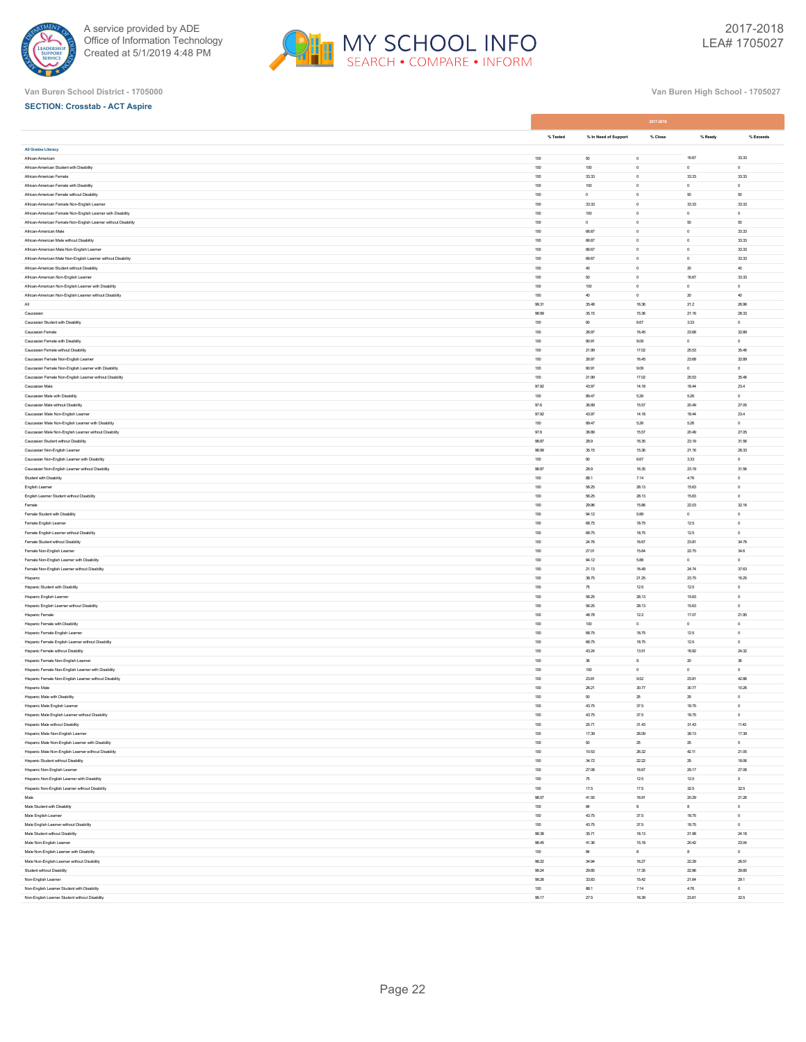Van Buren School District - 1705000

Van Buren High School - 1705027

**SECTION: Crosstab - ACT Aspire**

| | 2017-2018 | | | | |
|---|---|---|---|---|---|
| | % Tested | % In Need of Support | % Close | % Ready | % Exceeds |
| **All Grades Literacy** | | | | | |
| African-American | 100 | 50 | 0 | 16.67 | 33.33 |
| African-American Student with Disability | 100 | 100 | 0 | 0 | 0 |
| African-American Female | 100 | 33.33 | 0 | 33.33 | 33.33 |
| African-American Female with Disability | 100 | 100 | 0 | 0 | 0 |
| African-American Female without Disability | 100 | 0 | 0 | 50 | 50 |
| African-American Female Non-English Learner | 100 | 33.33 | 0 | 33.33 | 33.33 |
| African-American Female Non-English Learner with Disability | 100 | 100 | 0 | 0 | 0 |
| African-American Female Non-English Learner without Disability | 100 | 0 | 0 | 50 | 50 |
| African-American Male | 100 | 66.67 | 0 | 0 | 33.33 |
| African-American Male without Disability | 100 | 66.67 | 0 | 0 | 33.33 |
| African-American Male Non-English Learner | 100 | 66.67 | 0 | 0 | 33.33 |
| African-American Male Non-English Learner without Disability | 100 | 66.67 | 0 | 0 | 33.33 |
| African-American Student without Disability | 100 | 40 | 0 | 20 | 40 |
| African-American Non-English Learner | 100 | 50 | 0 | 16.67 | 33.33 |
| African-American Non-English Learner with Disability | 100 | 100 | 0 | 0 | 0 |
| African-American Non-English Learner without Disability | 100 | 40 | 0 | 20 | 40 |
| All | 99.31 | 35.48 | 16.36 | 21.2 | 26.96 |
| Caucasian | 98.99 | 35.15 | 15.36 | 21.16 | 28.33 |
| Caucasian Student with Disability | 100 | 90 | 6.67 | 3.33 | 0 |
| Caucasian Female | 100 | 26.97 | 16.45 | 23.68 | 32.89 |
| Caucasian Female with Disability | 100 | 90.91 | 9.09 | 0 | 0 |
| Caucasian Female without Disability | 100 | 21.99 | 17.02 | 25.53 | 35.46 |
| Caucasian Female Non-English Learner | 100 | 26.97 | 16.45 | 23.68 | 32.89 |
| Caucasian Female Non-English Learner with Disability | 100 | 90.91 | 9.09 | 0 | 0 |
| Caucasian Female Non-English Learner without Disability | 100 | 21.99 | 17.02 | 25.53 | 35.46 |
| Caucasian Male | 97.92 | 43.97 | 14.18 | 18.44 | 23.4 |
| Caucasian Male with Disability | 100 | 89.47 | 5.26 | 5.26 | 0 |
| Caucasian Male without Disability | 97.6 | 36.89 | 15.57 | 20.49 | 27.05 |
| Caucasian Male Non-English Learner | 97.92 | 43.97 | 14.18 | 18.44 | 23.4 |
| Caucasian Male Non-English Learner with Disability | 100 | 89.47 | 5.26 | 5.26 | 0 |
| Caucasian Male Non-English Learner without Disability | 97.6 | 36.89 | 15.57 | 20.49 | 27.05 |
| Caucasian Student without Disability | 98.87 | 28.9 | 16.35 | 23.19 | 31.56 |
| Caucasian Non-English Learner | 98.99 | 35.15 | 15.36 | 21.16 | 28.33 |
| Caucasian Non-English Learner with Disability | 100 | 90 | 6.67 | 3.33 | 0 |
| Caucasian Non-English Learner without Disability | 98.87 | 28.9 | 16.35 | 23.19 | 31.56 |
| Student with Disability | 100 | 88.1 | 7.14 | 4.76 | 0 |
| English Learner | 100 | 56.25 | 28.13 | 15.63 | 0 |
| English Learner Student without Disability | 100 | 56.25 | 28.13 | 15.63 | 0 |
| Female | 100 | 29.96 | 15.86 | 22.03 | 32.16 |
| Female Student with Disability | 100 | 94.12 | 5.88 | 0 | 0 |
| Female English Learner | 100 | 68.75 | 18.75 | 12.5 | 0 |
| Female English Learner without Disability | 100 | 68.75 | 18.75 | 12.5 | 0 |
| Female Student without Disability | 100 | 24.76 | 16.67 | 23.81 | 34.76 |
| Female Non-English Learner | 100 | 27.01 | 15.64 | 22.75 | 34.6 |
| Female Non-English Learner with Disability | 100 | 94.12 | 5.88 | 0 | 0 |
| Female Non-English Learner without Disability | 100 | 21.13 | 16.49 | 24.74 | 37.63 |
| Hispanic | 100 | 38.75 | 21.25 | 23.75 | 16.25 |
| Hispanic Student with Disability | 100 | 75 | 12.5 | 12.5 | 0 |
| Hispanic English Learner | 100 | 56.25 | 28.13 | 15.63 | 0 |
| Hispanic English Learner without Disability | 100 | 56.25 | 28.13 | 15.63 | 0 |
| Hispanic Female | 100 | 48.78 | 12.2 | 17.07 | 21.95 |
| Hispanic Female with Disability | 100 | 100 | 0 | 0 | 0 |
| Hispanic Female English Learner | 100 | 68.75 | 18.75 | 12.5 | 0 |
| Hispanic Female English Learner without Disability | 100 | 68.75 | 18.75 | 12.5 | 0 |
| Hispanic Female without Disability | 100 | 43.24 | 13.51 | 18.92 | 24.32 |
| Hispanic Female Non-English Learner | 100 | 36 | 8 | 20 | 36 |
| Hispanic Female Non-English Learner with Disability | 100 | 100 | 0 | 0 | 0 |
| Hispanic Female Non-English Learner without Disability | 100 | 23.81 | 9.52 | 23.81 | 42.86 |
| Hispanic Male | 100 | 28.21 | 30.77 | 30.77 | 10.26 |
| Hispanic Male with Disability | 100 | 50 | 25 | 25 | 0 |
| Hispanic Male English Learner | 100 | 43.75 | 37.5 | 18.75 | 0 |
| Hispanic Male English Learner without Disability | 100 | 43.75 | 37.5 | 18.75 | 0 |
| Hispanic Male without Disability | 100 | 25.71 | 31.43 | 31.43 | 11.43 |
| Hispanic Male Non-English Learner | 100 | 17.39 | 26.09 | 39.13 | 17.39 |
| Hispanic Male Non-English Learner with Disability | 100 | 50 | 25 | 25 | 0 |
| Hispanic Male Non-English Learner without Disability | 100 | 10.53 | 26.32 | 42.11 | 21.05 |
| Hispanic Student without Disability | 100 | 34.72 | 22.22 | 25 | 18.06 |
| Hispanic Non-English Learner | 100 | 27.08 | 16.67 | 29.17 | 27.08 |
| Hispanic Non-English Learner with Disability | 100 | 75 | 12.5 | 12.5 | 0 |
| Hispanic Non-English Learner without Disability | 100 | 17.5 | 17.5 | 32.5 | 32.5 |
| Male | 98.67 | 41.55 | 16.91 | 20.29 | 21.26 |
| Male Student with Disability | 100 | 84 | 8 | 8 | 0 |
| Male English Learner | 100 | 43.75 | 37.5 | 18.75 | 0 |
| Male English Learner without Disability | 100 | 43.75 | 37.5 | 18.75 | 0 |
| Male Student without Disability | 98.38 | 35.71 | 18.13 | 21.98 | 24.18 |
| Male Non-English Learner | 98.45 | 41.36 | 15.18 | 20.42 | 23.04 |
| Male Non-English Learner with Disability | 100 | 84 | 8 | 8 | 0 |
| Male Non-English Learner without Disability | 98.22 | 34.94 | 16.27 | 22.29 | 26.51 |
| Student without Disability | 99.24 | 29.85 | 17.35 | 22.96 | 29.85 |
| Non-English Learner | 99.26 | 33.83 | 15.42 | 21.64 | 29.1 |
| Non-English Learner Student with Disability | 100 | 88.1 | 7.14 | 4.76 | 0 |
| Non-English Learner Student without Disability | 99.17 | 27.5 | 16.39 | 23.61 | 32.5 |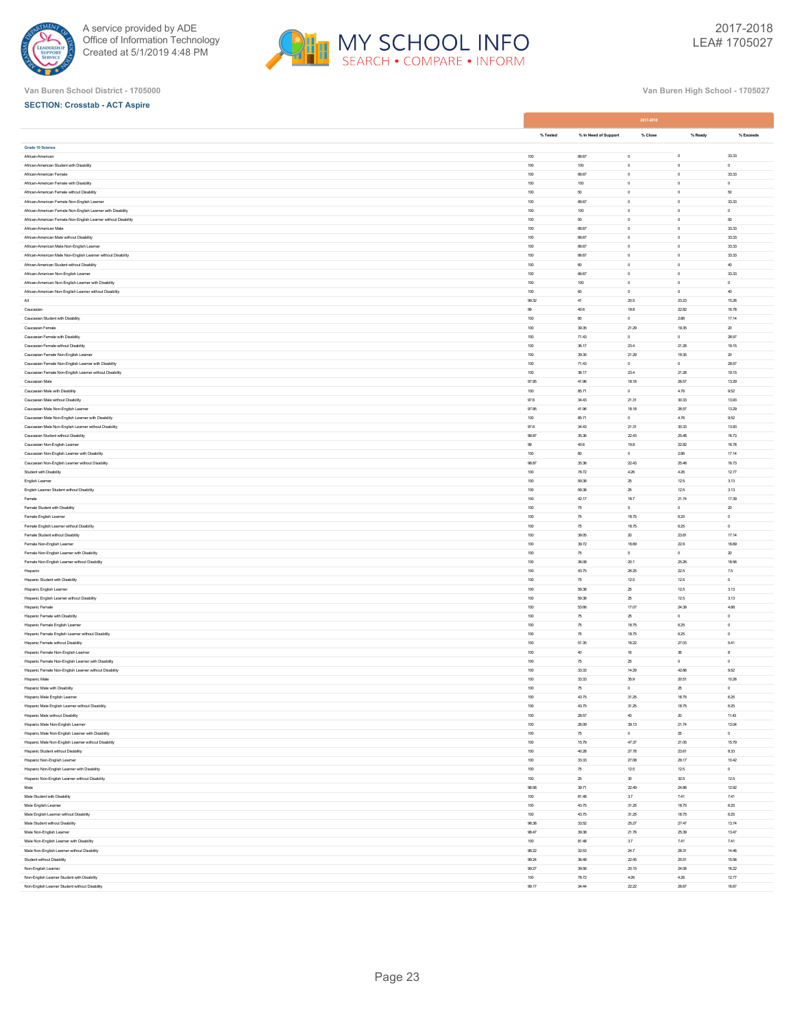Van Buren School District - 1705000

Van Buren High School - 1705027

**SECTION: Crosstab - ACT Aspire**

| | 2017-2018 | | | | |
|---|---|---|---|---|---|
| | % Tested | % In Need of Support | % Close | % Ready | % Exceeds |
| **Grade 10 Science** | | | | | |
| African-American | 100 | 66.67 | 0 | 0 | 33.33 |
| African-American Student with Disability | 100 | 100 | 0 | 0 | 0 |
| African-American Female | 100 | 66.67 | 0 | 0 | 33.33 |
| African-American Female with Disability | 100 | 100 | 0 | 0 | 0 |
| African-American Female without Disability | 100 | 50 | 0 | 0 | 50 |
| African-American Female Non-English Learner | 100 | 66.67 | 0 | 0 | 33.33 |
| African-American Female Non-English Learner with Disability | 100 | 100 | 0 | 0 | 0 |
| African-American Female Non-English Learner without Disability | 100 | 50 | 0 | 0 | 50 |
| African-American Male | 100 | 66.67 | 0 | 0 | 33.33 |
| African-American Male without Disability | 100 | 66.67 | 0 | 0 | 33.33 |
| African-American Male Non-English Learner | 100 | 66.67 | 0 | 0 | 33.33 |
| African-American Male Non-English Learner without Disability | 100 | 66.67 | 0 | 0 | 33.33 |
| African-American Student without Disability | 100 | 60 | 0 | 0 | 40 |
| African-American Non-English Learner | 100 | 66.67 | 0 | 0 | 33.33 |
| African-American Non-English Learner with Disability | 100 | 100 | 0 | 0 | 0 |
| African-American Non-English Learner without Disability | 100 | 60 | 0 | 0 | 40 |
| All | 99.32 | 41 | 20.5 | 23.23 | 15.26 |
| Caucasian | 99 | 40.6 | 19.8 | 22.82 | 16.78 |
| Caucasian Student with Disability | 100 | 80 | 0 | 2.86 | 17.14 |
| Caucasian Female | 100 | 39.35 | 21.29 | 19.35 | 20 |
| Caucasian Female with Disability | 100 | 71.43 | 0 | 0 | 28.57 |
| Caucasian Female without Disability | 100 | 36.17 | 23.4 | 21.28 | 19.15 |
| Caucasian Female Non-English Learner | 100 | 39.35 | 21.29 | 19.35 | 20 |
| Caucasian Female Non-English Learner with Disability | 100 | 71.43 | 0 | 0 | 28.57 |
| Caucasian Female Non-English Learner without Disability | 100 | 36.17 | 23.4 | 21.28 | 19.15 |
| Caucasian Male | 97.95 | 41.96 | 18.18 | 26.57 | 13.29 |
| Caucasian Male with Disability | 100 | 85.71 | 0 | 4.76 | 9.52 |
| Caucasian Male without Disability | 97.6 | 34.43 | 21.31 | 30.33 | 13.93 |
| Caucasian Male Non-English Learner | 97.95 | 41.96 | 18.18 | 26.57 | 13.29 |
| Caucasian Male Non-English Learner with Disability | 100 | 85.71 | 0 | 4.76 | 9.52 |
| Caucasian Male Non-English Learner without Disability | 97.6 | 34.43 | 21.31 | 30.33 | 13.93 |
| Caucasian Student without Disability | 98.87 | 35.36 | 22.43 | 25.48 | 16.73 |
| Caucasian Non-English Learner | 99 | 40.6 | 19.8 | 22.82 | 16.78 |
| Caucasian Non-English Learner with Disability | 100 | 80 | 0 | 2.86 | 17.14 |
| Caucasian Non-English Learner without Disability | 98.87 | 35.36 | 22.43 | 25.48 | 16.73 |
| Student with Disability | 100 | 78.72 | 4.26 | 4.26 | 12.77 |
| English Learner | 100 | 59.38 | 25 | 12.5 | 3.13 |
| English Learner Student without Disability | 100 | 59.38 | 25 | 12.5 | 3.13 |
| Female | 100 | 42.17 | 18.7 | 21.74 | 17.39 |
| Female Student with Disability | 100 | 75 | 5 | 0 | 20 |
| Female English Learner | 100 | 75 | 18.75 | 6.25 | 0 |
| Female English Learner without Disability | 100 | 75 | 18.75 | 6.25 | 0 |
| Female Student without Disability | 100 | 39.05 | 20 | 23.81 | 17.14 |
| Female Non-English Learner | 100 | 39.72 | 18.69 | 22.9 | 18.69 |
| Female Non-English Learner with Disability | 100 | 75 | 5 | 0 | 20 |
| Female Non-English Learner without Disability | 100 | 36.08 | 20.1 | 25.26 | 18.56 |
| Hispanic | 100 | 43.75 | 26.25 | 22.5 | 7.5 |
| Hispanic Student with Disability | 100 | 75 | 12.5 | 12.5 | 0 |
| Hispanic English Learner | 100 | 59.38 | 25 | 12.5 | 3.13 |
| Hispanic English Learner without Disability | 100 | 59.38 | 25 | 12.5 | 3.13 |
| Hispanic Female | 100 | 53.66 | 17.07 | 24.39 | 4.88 |
| Hispanic Female with Disability | 100 | 75 | 25 | 0 | 0 |
| Hispanic Female English Learner | 100 | 75 | 18.75 | 6.25 | 0 |
| Hispanic Female English Learner without Disability | 100 | 75 | 18.75 | 6.25 | 0 |
| Hispanic Female without Disability | 100 | 51.35 | 16.22 | 27.03 | 5.41 |
| Hispanic Female Non-English Learner | 100 | 40 | 16 | 36 | 8 |
| Hispanic Female Non-English Learner with Disability | 100 | 75 | 25 | 0 | 0 |
| Hispanic Female Non-English Learner without Disability | 100 | 33.33 | 14.29 | 42.86 | 9.52 |
| Hispanic Male | 100 | 33.33 | 35.9 | 20.51 | 10.26 |
| Hispanic Male with Disability | 100 | 75 | 0 | 25 | 0 |
| Hispanic Male English Learner | 100 | 43.75 | 31.25 | 18.75 | 6.25 |
| Hispanic Male English Learner without Disability | 100 | 43.75 | 31.25 | 18.75 | 6.25 |
| Hispanic Male without Disability | 100 | 28.57 | 40 | 20 | 11.43 |
| Hispanic Male Non-English Learner | 100 | 26.09 | 39.13 | 21.74 | 13.04 |
| Hispanic Male Non-English Learner with Disability | 100 | 75 | 0 | 25 | 0 |
| Hispanic Male Non-English Learner without Disability | 100 | 15.79 | 47.37 | 21.05 | 15.79 |
| Hispanic Student without Disability | 100 | 40.28 | 27.78 | 23.61 | 8.33 |
| Hispanic Non-English Learner | 100 | 33.33 | 27.08 | 29.17 | 10.42 |
| Hispanic Non-English Learner with Disability | 100 | 75 | 12.5 | 12.5 | 0 |
| Hispanic Non-English Learner without Disability | 100 | 25 | 30 | 32.5 | 12.5 |
| Male | 98.58 | 39.71 | 22.49 | 24.88 | 12.92 |
| Male Student with Disability | 100 | 81.48 | 3.7 | 7.41 | 7.41 |
| Male English Learner | 100 | 43.75 | 31.25 | 18.75 | 6.25 |
| Male English Learner without Disability | 100 | 43.75 | 31.25 | 18.75 | 6.25 |
| Male Student without Disability | 98.38 | 33.52 | 25.27 | 27.47 | 13.74 |
| Male Non-English Learner | 98.47 | 39.38 | 21.76 | 25.39 | 13.47 |
| Male Non-English Learner with Disability | 100 | 81.48 | 3.7 | 7.41 | 7.41 |
| Male Non-English Learner without Disability | 98.22 | 32.53 | 24.7 | 28.31 | 14.46 |
| Student without Disability | 99.24 | 36.48 | 22.45 | 25.51 | 15.56 |
| Non-English Learner | 99.27 | 39.56 | 20.15 | 24.08 | 16.22 |
| Non-English Learner Student with Disability | 100 | 78.72 | 4.26 | 4.26 | 12.77 |
| Non-English Learner Student without Disability | 99.17 | 34.44 | 22.22 | 26.67 | 16.67 |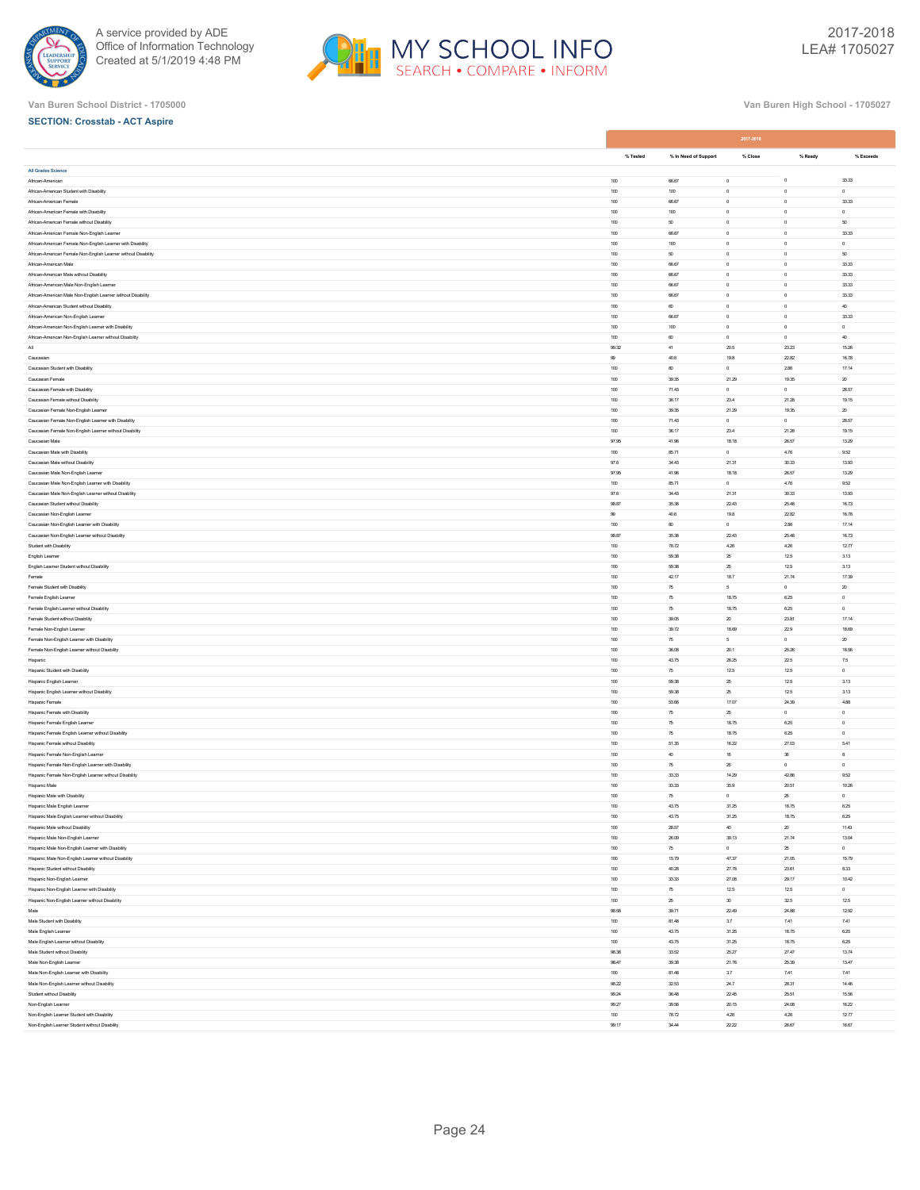A service provided by ADE
Office of Information Technology
Created at 5/1/2019 4:48 PM

2017-2018
LEA# 1705027

Van Buren School District - 1705000

Van Buren High School - 1705027

**SECTION: Crosstab - ACT Aspire**

| | 2017-2018 | | | | |
|---|---|---|---|---|---|
| | % Tested | % In Need of Support | % Close | % Ready | % Exceeds |
| **All Grades Science** | | | | | |
| African-American | 100 | 66.67 | 0 | 0 | 33.33 |
| African-American Student with Disability | 100 | 100 | 0 | 0 | 0 |
| African-American Female | 100 | 66.67 | 0 | 0 | 33.33 |
| African-American Female with Disability | 100 | 100 | 0 | 0 | 0 |
| African-American Female without Disability | 100 | 50 | 0 | 0 | 50 |
| African-American Female Non-English Learner | 100 | 66.67 | 0 | 0 | 33.33 |
| African-American Female Non-English Learner with Disability | 100 | 100 | 0 | 0 | 0 |
| African-American Female Non-English Learner without Disability | 100 | 50 | 0 | 0 | 50 |
| African-American Male | 100 | 66.67 | 0 | 0 | 33.33 |
| African-American Male without Disability | 100 | 66.67 | 0 | 0 | 33.33 |
| African-American Male Non-English Learner | 100 | 66.67 | 0 | 0 | 33.33 |
| African-American Male Non-English Learner without Disability | 100 | 66.67 | 0 | 0 | 33.33 |
| African-American Student without Disability | 100 | 60 | 0 | 0 | 40 |
| African-American Non-English Learner | 100 | 66.67 | 0 | 0 | 33.33 |
| African-American Non-English Learner with Disability | 100 | 100 | 0 | 0 | 0 |
| African-American Non-English Learner without Disability | 100 | 60 | 0 | 0 | 40 |
| All | 99.32 | 41 | 20.5 | 23.23 | 15.26 |
| Caucasian | 99 | 40.6 | 19.8 | 22.82 | 16.78 |
| Caucasian Student with Disability | 100 | 80 | 0 | 2.86 | 17.14 |
| Caucasian Female | 100 | 39.35 | 21.29 | 19.35 | 20 |
| Caucasian Female with Disability | 100 | 71.43 | 0 | 0 | 28.57 |
| Caucasian Female without Disability | 100 | 36.17 | 23.4 | 21.28 | 19.15 |
| Caucasian Female Non-English Learner | 100 | 39.35 | 21.29 | 19.35 | 20 |
| Caucasian Female Non-English Learner with Disability | 100 | 71.43 | 0 | 0 | 28.57 |
| Caucasian Female Non-English Learner without Disability | 100 | 36.17 | 23.4 | 21.28 | 19.15 |
| Caucasian Male | 97.95 | 41.96 | 18.18 | 26.57 | 13.29 |
| Caucasian Male with Disability | 100 | 85.71 | 0 | 4.76 | 9.52 |
| Caucasian Male without Disability | 97.6 | 34.43 | 21.31 | 30.33 | 13.93 |
| Caucasian Male Non-English Learner | 97.95 | 41.96 | 18.18 | 26.57 | 13.29 |
| Caucasian Male Non-English Learner with Disability | 100 | 85.71 | 0 | 4.76 | 9.52 |
| Caucasian Male Non-English Learner without Disability | 97.6 | 34.43 | 21.31 | 30.33 | 13.93 |
| Caucasian Student without Disability | 98.87 | 35.36 | 22.43 | 25.48 | 16.73 |
| Caucasian Non-English Learner | 99 | 40.6 | 19.8 | 22.82 | 16.78 |
| Caucasian Non-English Learner with Disability | 100 | 80 | 0 | 2.86 | 17.14 |
| Caucasian Non-English Learner without Disability | 98.87 | 35.36 | 22.43 | 25.48 | 16.73 |
| Student with Disability | 100 | 78.72 | 4.26 | 4.26 | 12.77 |
| English Learner | 100 | 59.38 | 25 | 12.5 | 3.13 |
| English Learner Student without Disability | 100 | 59.38 | 25 | 12.5 | 3.13 |
| Female | 100 | 42.17 | 18.7 | 21.74 | 17.39 |
| Female Student with Disability | 100 | 75 | 5 | 0 | 20 |
| Female English Learner | 100 | 75 | 18.75 | 6.25 | 0 |
| Female English Learner without Disability | 100 | 75 | 18.75 | 6.25 | 0 |
| Female Student without Disability | 100 | 39.05 | 20 | 23.81 | 17.14 |
| Female Non-English Learner | 100 | 39.72 | 18.69 | 22.9 | 18.69 |
| Female Non-English Learner with Disability | 100 | 75 | 5 | 0 | 20 |
| Female Non-English Learner without Disability | 100 | 36.08 | 20.1 | 25.26 | 18.56 |
| Hispanic | 100 | 43.75 | 26.25 | 22.5 | 7.5 |
| Hispanic Student with Disability | 100 | 75 | 12.5 | 12.5 | 0 |
| Hispanic English Learner | 100 | 59.38 | 25 | 12.5 | 3.13 |
| Hispanic English Learner without Disability | 100 | 59.38 | 25 | 12.5 | 3.13 |
| Hispanic Female | 100 | 53.66 | 17.07 | 24.39 | 4.88 |
| Hispanic Female with Disability | 100 | 75 | 25 | 0 | 0 |
| Hispanic Female English Learner | 100 | 75 | 18.75 | 6.25 | 0 |
| Hispanic Female English Learner without Disability | 100 | 75 | 18.75 | 6.25 | 0 |
| Hispanic Female without Disability | 100 | 51.35 | 16.22 | 27.03 | 5.41 |
| Hispanic Female Non-English Learner | 100 | 40 | 16 | 36 | 8 |
| Hispanic Female Non-English Learner with Disability | 100 | 75 | 25 | 0 | 0 |
| Hispanic Female Non-English Learner without Disability | 100 | 33.33 | 14.29 | 42.86 | 9.52 |
| Hispanic Male | 100 | 33.33 | 35.9 | 20.51 | 10.26 |
| Hispanic Male with Disability | 100 | 75 | 0 | 25 | 0 |
| Hispanic Male English Learner | 100 | 43.75 | 31.25 | 18.75 | 6.25 |
| Hispanic Male English Learner without Disability | 100 | 43.75 | 31.25 | 18.75 | 6.25 |
| Hispanic Male without Disability | 100 | 28.57 | 40 | 20 | 11.43 |
| Hispanic Male Non-English Learner | 100 | 26.09 | 39.13 | 21.74 | 13.04 |
| Hispanic Male Non-English Learner with Disability | 100 | 75 | 0 | 25 | 0 |
| Hispanic Male Non-English Learner without Disability | 100 | 15.79 | 47.37 | 21.05 | 15.79 |
| Hispanic Student without Disability | 100 | 40.28 | 27.78 | 23.61 | 8.33 |
| Hispanic Non-English Learner | 100 | 33.33 | 27.08 | 29.17 | 10.42 |
| Hispanic Non-English Learner with Disability | 100 | 75 | 12.5 | 12.5 | 0 |
| Hispanic Non-English Learner without Disability | 100 | 25 | 30 | 32.5 | 12.5 |
| Male | 98.58 | 39.71 | 22.49 | 24.88 | 12.92 |
| Male Student with Disability | 100 | 81.48 | 3.7 | 7.41 | 7.41 |
| Male English Learner | 100 | 43.75 | 31.25 | 18.75 | 6.25 |
| Male English Learner without Disability | 100 | 43.75 | 31.25 | 18.75 | 6.25 |
| Male Student without Disability | 98.38 | 33.52 | 25.27 | 27.47 | 13.74 |
| Male Non-English Learner | 98.47 | 39.38 | 21.76 | 25.39 | 13.47 |
| Male Non-English Learner with Disability | 100 | 81.48 | 3.7 | 7.41 | 7.41 |
| Male Non-English Learner without Disability | 98.22 | 32.53 | 24.7 | 28.31 | 14.46 |
| Student without Disability | 99.24 | 36.48 | 22.45 | 25.51 | 15.56 |
| Non-English Learner | 99.27 | 39.56 | 20.15 | 24.08 | 16.22 |
| Non-English Learner Student with Disability | 100 | 78.72 | 4.26 | 4.26 | 12.77 |
| Non-English Learner Student without Disability | 99.17 | 34.44 | 22.22 | 26.67 | 16.67 |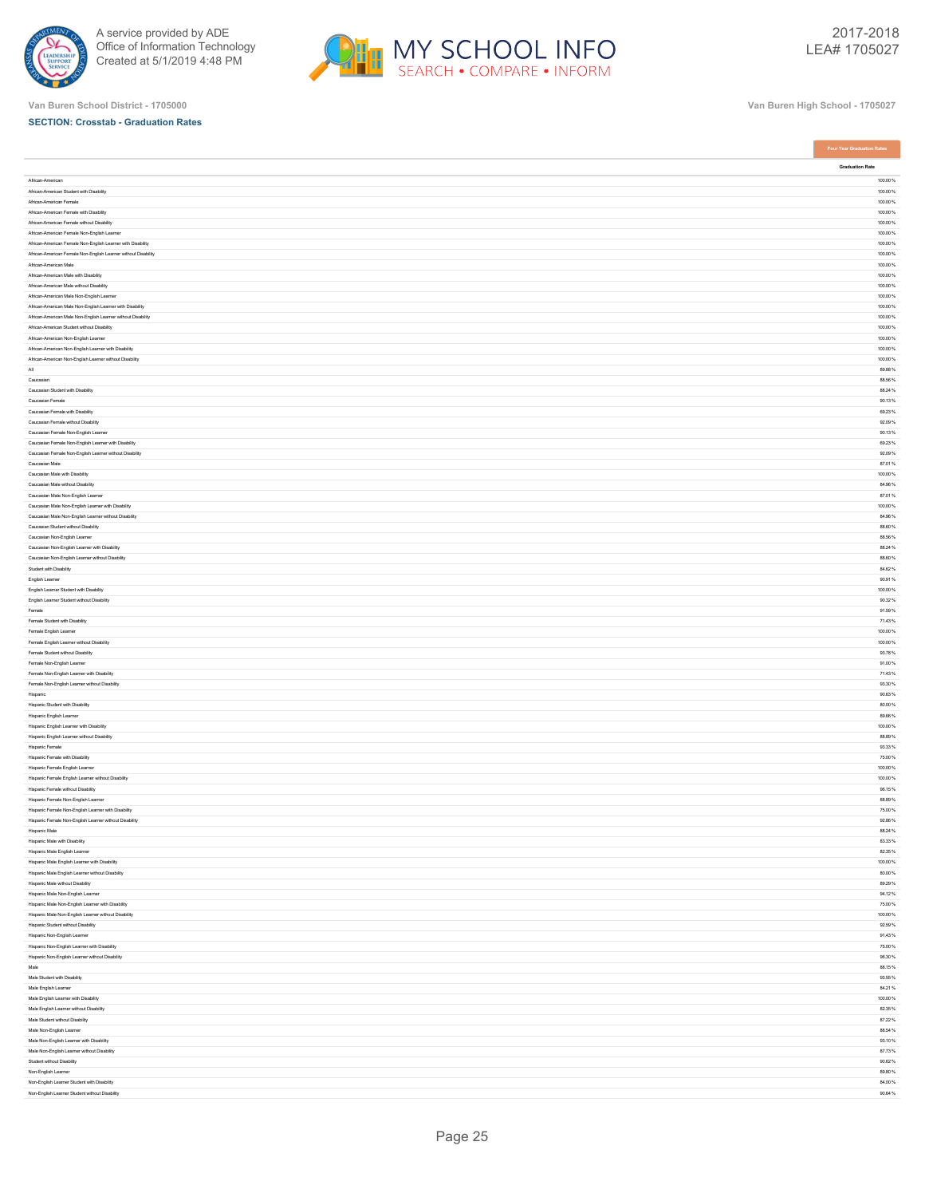Van Buren School District - 1705000

Van Buren High School - 1705027

**SECTION: Crosstab - Graduation Rates**

| | Four Year Graduation Rates |
|---|---|
| | Graduation Rate |
| African-American | 100.00 % |
| African-American Student with Disability | 100.00 % |
| African-American Female | 100.00 % |
| African-American Female with Disability | 100.00 % |
| African-American Female without Disability | 100.00 % |
| African-American Female Non-English Learner | 100.00 % |
| African-American Female Non-English Learner with Disability | 100.00 % |
| African-American Female Non-English Learner without Disability | 100.00 % |
| African-American Male | 100.00 % |
| African-American Male with Disability | 100.00 % |
| African-American Male without Disability | 100.00 % |
| African-American Male Non-English Learner | 100.00 % |
| African-American Male Non-English Learner with Disability | 100.00 % |
| African-American Male Non-English Learner without Disability | 100.00 % |
| African-American Student without Disability | 100.00 % |
| African-American Non-English Learner | 100.00 % |
| African-American Non-English Learner with Disability | 100.00 % |
| African-American Non-English Learner without Disability | 100.00 % |
| All | 89.88 % |
| Caucasian | 88.56 % |
| Caucasian Student with Disability | 88.24 % |
| Caucasian Female | 90.13 % |
| Caucasian Female with Disability | 69.23 % |
| Caucasian Female without Disability | 92.09 % |
| Caucasian Female Non-English Learner | 90.13 % |
| Caucasian Female Non-English Learner with Disability | 69.23 % |
| Caucasian Female Non-English Learner without Disability | 92.09 % |
| Caucasian Male | 87.01 % |
| Caucasian Male with Disability | 100.00 % |
| Caucasian Male without Disability | 84.96 % |
| Caucasian Male Non-English Learner | 87.01 % |
| Caucasian Male Non-English Learner with Disability | 100.00 % |
| Caucasian Male Non-English Learner without Disability | 84.96 % |
| Caucasian Student without Disability | 88.60 % |
| Caucasian Non-English Learner | 88.56 % |
| Caucasian Non-English Learner with Disability | 88.24 % |
| Caucasian Non-English Learner without Disability | 88.60 % |
| Student with Disability | 84.62 % |
| English Learner | 90.91 % |
| English Learner Student with Disability | 100.00 % |
| English Learner Student without Disability | 90.32 % |
| Female | 91.59 % |
| Female Student with Disability | 71.43 % |
| Female English Learner | 100.00 % |
| Female English Learner without Disability | 100.00 % |
| Female Student without Disability | 93.78 % |
| Female Non-English Learner | 91.00 % |
| Female Non-English Learner with Disability | 71.43 % |
| Female Non-English Learner without Disability | 93.30 % |
| Hispanic | 90.63 % |
| Hispanic Student with Disability | 80.00 % |
| Hispanic English Learner | 89.66 % |
| Hispanic English Learner with Disability | 100.00 % |
| Hispanic English Learner without Disability | 88.89 % |
| Hispanic Female | 93.33 % |
| Hispanic Female with Disability | 75.00 % |
| Hispanic Female English Learner | 100.00 % |
| Hispanic Female English Learner without Disability | 100.00 % |
| Hispanic Female without Disability | 96.15 % |
| Hispanic Female Non-English Learner | 88.89 % |
| Hispanic Female Non-English Learner with Disability | 75.00 % |
| Hispanic Female Non-English Learner without Disability | 92.86 % |
| Hispanic Male | 88.24 % |
| Hispanic Male with Disability | 83.33 % |
| Hispanic Male English Learner | 82.35 % |
| Hispanic Male English Learner with Disability | 100.00 % |
| Hispanic Male English Learner without Disability | 80.00 % |
| Hispanic Male without Disability | 89.29 % |
| Hispanic Male Non-English Learner | 94.12 % |
| Hispanic Male Non-English Learner with Disability | 75.00 % |
| Hispanic Male Non-English Learner without Disability | 100.00 % |
| Hispanic Student without Disability | 92.59 % |
| Hispanic Non-English Learner | 91.43 % |
| Hispanic Non-English Learner with Disability | 75.00 % |
| Hispanic Non-English Learner without Disability | 96.30 % |
| Male | 88.15 % |
| Male Student with Disability | 93.55 % |
| Male English Learner | 84.21 % |
| Male English Learner with Disability | 100.00 % |
| Male English Learner without Disability | 82.35 % |
| Male Student without Disability | 87.22 % |
| Male Non-English Learner | 88.54 % |
| Male Non-English Learner with Disability | 93.10 % |
| Male Non-English Learner without Disability | 87.73 % |
| Student without Disability | 90.62 % |
| Non-English Learner | 89.80 % |
| Non-English Learner Student with Disability | 84.00 % |
| Non-English Learner Student without Disability | 90.64 % |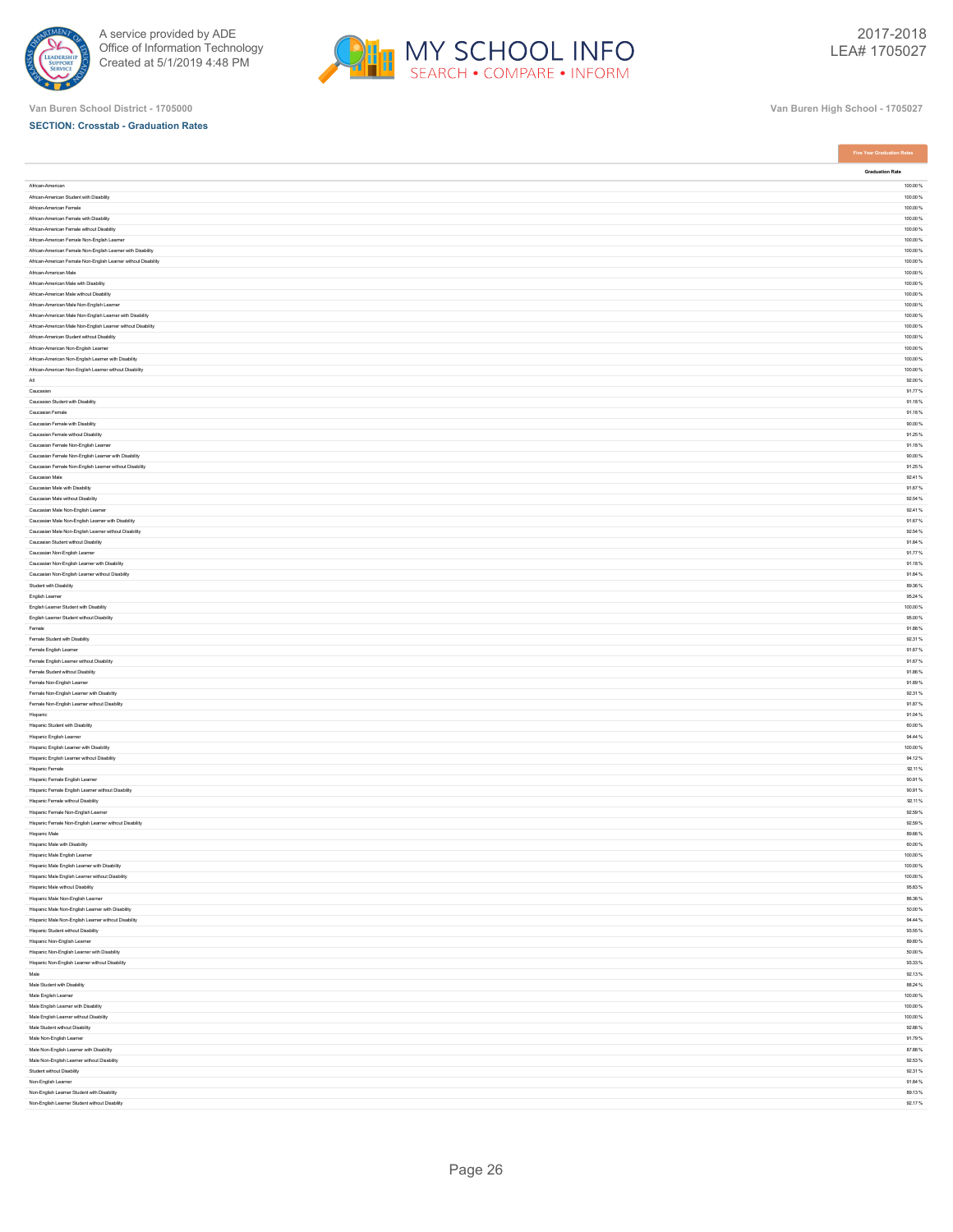Van Buren School District - 1705000

Van Buren High School - 1705027

**SECTION: Crosstab - Graduation Rates**

| | Five Year Graduation Rates |
|---|---|
| | Graduation Rate |
| African-American | 100.00 % |
| African-American Student with Disability | 100.00 % |
| African-American Female | 100.00 % |
| African-American Female with Disability | 100.00 % |
| African-American Female without Disability | 100.00 % |
| African-American Female Non-English Learner | 100.00 % |
| African-American Female Non-English Learner with Disability | 100.00 % |
| African-American Female Non-English Learner without Disability | 100.00 % |
| African-American Male | 100.00 % |
| African-American Male with Disability | 100.00 % |
| African-American Male without Disability | 100.00 % |
| African-American Male Non-English Learner | 100.00 % |
| African-American Male Non-English Learner with Disability | 100.00 % |
| African-American Male Non-English Learner without Disability | 100.00 % |
| African-American Student without Disability | 100.00 % |
| African-American Non-English Learner | 100.00 % |
| African-American Non-English Learner with Disability | 100.00 % |
| African-American Non-English Learner without Disability | 100.00 % |
| All | 92.00 % |
| Caucasian | 91.77 % |
| Caucasian Student with Disability | 91.18 % |
| Caucasian Female | 91.18 % |
| Caucasian Female with Disability | 90.00 % |
| Caucasian Female without Disability | 91.25 % |
| Caucasian Female Non-English Learner | 91.18 % |
| Caucasian Female Non-English Learner with Disability | 90.00 % |
| Caucasian Female Non-English Learner without Disability | 91.25 % |
| Caucasian Male | 92.41 % |
| Caucasian Male with Disability | 91.67 % |
| Caucasian Male without Disability | 92.54 % |
| Caucasian Male Non-English Learner | 92.41 % |
| Caucasian Male Non-English Learner with Disability | 91.67 % |
| Caucasian Male Non-English Learner without Disability | 92.54 % |
| Caucasian Student without Disability | 91.84 % |
| Caucasian Non-English Learner | 91.77 % |
| Caucasian Non-English Learner with Disability | 91.18 % |
| Caucasian Non-English Learner without Disability | 91.84 % |
| Student with Disability | 89.36 % |
| English Learner | 95.24 % |
| English Learner Student with Disability | 100.00 % |
| English Learner Student without Disability | 95.00 % |
| Female | 91.88 % |
| Female Student with Disability | 92.31 % |
| Female English Learner | 91.67 % |
| Female English Learner without Disability | 91.67 % |
| Female Student without Disability | 91.86 % |
| Female Non-English Learner | 91.89 % |
| Female Non-English Learner with Disability | 92.31 % |
| Female Non-English Learner without Disability | 91.87 % |
| Hispanic | 91.04 % |
| Hispanic Student with Disability | 60.00 % |
| Hispanic English Learner | 94.44 % |
| Hispanic English Learner with Disability | 100.00 % |
| Hispanic English Learner without Disability | 94.12 % |
| Hispanic Female | 92.11 % |
| Hispanic Female English Learner | 90.91 % |
| Hispanic Female English Learner without Disability | 90.91 % |
| Hispanic Female without Disability | 92.11 % |
| Hispanic Female Non-English Learner | 92.59 % |
| Hispanic Female Non-English Learner without Disability | 92.59 % |
| Hispanic Male | 89.66 % |
| Hispanic Male with Disability | 60.00 % |
| Hispanic Male English Learner | 100.00 % |
| Hispanic Male English Learner with Disability | 100.00 % |
| Hispanic Male English Learner without Disability | 100.00 % |
| Hispanic Male without Disability | 95.83 % |
| Hispanic Male Non-English Learner | 86.36 % |
| Hispanic Male Non-English Learner with Disability | 50.00 % |
| Hispanic Male Non-English Learner without Disability | 94.44 % |
| Hispanic Student without Disability | 93.55 % |
| Hispanic Non-English Learner | 89.80 % |
| Hispanic Non-English Learner with Disability | 50.00 % |
| Hispanic Non-English Learner without Disability | 93.33 % |
| Male | 92.13 % |
| Male Student with Disability | 88.24 % |
| Male English Learner | 100.00 % |
| Male English Learner with Disability | 100.00 % |
| Male English Learner without Disability | 100.00 % |
| Male Student without Disability | 92.86 % |
| Male Non-English Learner | 91.79 % |
| Male Non-English Learner with Disability | 87.88 % |
| Male Non-English Learner without Disability | 92.53 % |
| Student without Disability | 92.31 % |
| Non-English Learner | 91.84 % |
| Non-English Learner Student with Disability | 89.13 % |
| Non-English Learner Student without Disability | 92.17 % |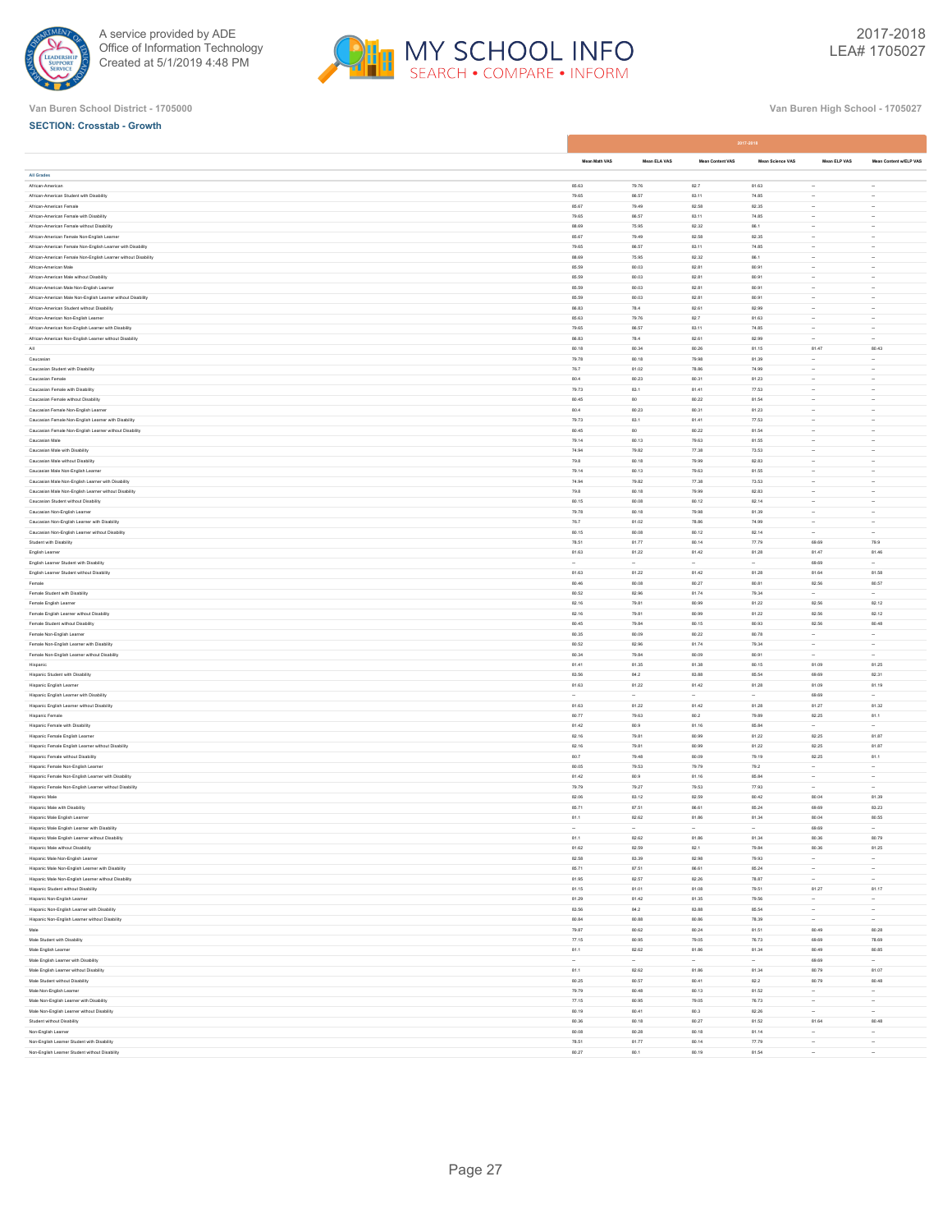Van Buren School District - 1705000

Van Buren High School - 1705027

**SECTION: Crosstab - Growth**

| | 2017-2018 | | | | | |
|---|---|---|---|---|---|---|
| | Mean Math VAS | Mean ELA VAS | Mean Content VAS | Mean Science VAS | Mean ELP VAS | Mean Content w/ELP VAS |
| **All Grades** | | | | | | |
| African-American | 85.63 | 79.76 | 82.7 | 81.63 | -- | -- |
| African-American Student with Disability | 79.65 | 86.57 | 83.11 | 74.85 | -- | -- |
| African-American Female | 85.67 | 79.49 | 82.58 | 82.35 | -- | -- |
| African-American Female with Disability | 79.65 | 86.57 | 83.11 | 74.85 | -- | -- |
| African-American Female without Disability | 88.69 | 75.95 | 82.32 | 86.1 | -- | -- |
| African-American Female Non-English Learner | 85.67 | 79.49 | 82.58 | 82.35 | -- | -- |
| African-American Female Non-English Learner with Disability | 79.65 | 86.57 | 83.11 | 74.85 | -- | -- |
| African-American Female Non-English Learner without Disability | 88.69 | 75.95 | 82.32 | 86.1 | -- | -- |
| African-American Male | 85.59 | 80.03 | 82.81 | 80.91 | -- | -- |
| African-American Male without Disability | 85.59 | 80.03 | 82.81 | 80.91 | -- | -- |
| African-American Male Non-English Learner | 85.59 | 80.03 | 82.81 | 80.91 | -- | -- |
| African-American Male Non-English Learner without Disability | 85.59 | 80.03 | 82.81 | 80.91 | -- | -- |
| African-American Student without Disability | 86.83 | 78.4 | 82.61 | 82.99 | -- | -- |
| African-American Non-English Learner | 85.63 | 79.76 | 82.7 | 81.63 | -- | -- |
| African-American Non-English Learner with Disability | 79.65 | 86.57 | 83.11 | 74.85 | -- | -- |
| African-American Non-English Learner without Disability | 86.83 | 78.4 | 82.61 | 82.99 | -- | -- |
| All | 80.18 | 80.34 | 80.26 | 81.15 | 81.47 | 80.43 |
| Caucasian | 79.78 | 80.18 | 79.98 | 81.39 | -- | -- |
| Caucasian Student with Disability | 76.7 | 81.02 | 78.86 | 74.99 | -- | -- |
| Caucasian Female | 80.4 | 80.23 | 80.31 | 81.23 | -- | -- |
| Caucasian Female with Disability | 79.73 | 83.1 | 81.41 | 77.53 | -- | -- |
| Caucasian Female without Disability | 80.45 | 80 | 80.22 | 81.54 | -- | -- |
| Caucasian Female Non-English Learner | 80.4 | 80.23 | 80.31 | 81.23 | -- | -- |
| Caucasian Female Non-English Learner with Disability | 79.73 | 83.1 | 81.41 | 77.53 | -- | -- |
| Caucasian Female Non-English Learner without Disability | 80.45 | 80 | 80.22 | 81.54 | -- | -- |
| Caucasian Male | 79.14 | 80.13 | 79.63 | 81.55 | -- | -- |
| Caucasian Male with Disability | 74.94 | 79.82 | 77.38 | 73.53 | -- | -- |
| Caucasian Male without Disability | 79.8 | 80.18 | 79.99 | 82.83 | -- | -- |
| Caucasian Male Non-English Learner | 79.14 | 80.13 | 79.63 | 81.55 | -- | -- |
| Caucasian Male Non-English Learner with Disability | 74.94 | 79.82 | 77.38 | 73.53 | -- | -- |
| Caucasian Male Non-English Learner without Disability | 79.8 | 80.18 | 79.99 | 82.83 | -- | -- |
| Caucasian Student without Disability | 80.15 | 80.08 | 80.12 | 82.14 | -- | -- |
| Caucasian Non-English Learner | 79.78 | 80.18 | 79.98 | 81.39 | -- | -- |
| Caucasian Non-English Learner with Disability | 76.7 | 81.02 | 78.86 | 74.99 | -- | -- |
| Caucasian Non-English Learner without Disability | 80.15 | 80.08 | 80.12 | 82.14 | -- | -- |
| Student with Disability | 78.51 | 81.77 | 80.14 | 77.79 | 69.69 | 79.9 |
| English Learner | 81.63 | 81.22 | 81.42 | 81.28 | 81.47 | 81.46 |
| English Learner Student with Disability | -- | -- | -- | -- | 69.69 | -- |
| English Learner Student without Disability | 81.63 | 81.22 | 81.42 | 81.28 | 81.64 | 81.58 |
| Female | 80.46 | 80.08 | 80.27 | 80.81 | 82.56 | 80.57 |
| Female Student with Disability | 80.52 | 82.96 | 81.74 | 79.34 | -- | -- |
| Female English Learner | 82.16 | 79.81 | 80.99 | 81.22 | 82.56 | 82.12 |
| Female English Learner without Disability | 82.16 | 79.81 | 80.99 | 81.22 | 82.56 | 82.12 |
| Female Student without Disability | 80.45 | 79.84 | 80.15 | 80.93 | 82.56 | 80.48 |
| Female Non-English Learner | 80.35 | 80.09 | 80.22 | 80.78 | -- | -- |
| Female Non-English Learner with Disability | 80.52 | 82.96 | 81.74 | 79.34 | -- | -- |
| Female Non-English Learner without Disability | 80.34 | 79.84 | 80.09 | 80.91 | -- | -- |
| Hispanic | 81.41 | 81.35 | 81.38 | 80.15 | 81.09 | 81.25 |
| Hispanic Student with Disability | 83.56 | 84.2 | 83.88 | 85.54 | 69.69 | 82.31 |
| Hispanic English Learner | 81.63 | 81.22 | 81.42 | 81.28 | 81.09 | 81.19 |
| Hispanic English Learner with Disability | -- | -- | -- | -- | 69.69 | -- |
| Hispanic English Learner without Disability | 81.63 | 81.22 | 81.42 | 81.28 | 81.27 | 81.32 |
| Hispanic Female | 80.77 | 79.63 | 80.2 | 79.89 | 82.25 | 81.1 |
| Hispanic Female with Disability | 81.42 | 80.9 | 81.16 | 85.84 | -- | -- |
| Hispanic Female English Learner | 82.16 | 79.81 | 80.99 | 81.22 | 82.25 | 81.87 |
| Hispanic Female English Learner without Disability | 82.16 | 79.81 | 80.99 | 81.22 | 82.25 | 81.87 |
| Hispanic Female without Disability | 80.7 | 79.48 | 80.09 | 79.19 | 82.25 | 81.1 |
| Hispanic Female Non-English Learner | 80.05 | 79.53 | 79.79 | 79.2 | -- | -- |
| Hispanic Female Non-English Learner with Disability | 81.42 | 80.9 | 81.16 | 85.84 | -- | -- |
| Hispanic Female Non-English Learner without Disability | 79.79 | 79.27 | 79.53 | 77.93 | -- | -- |
| Hispanic Male | 82.06 | 83.12 | 82.59 | 80.42 | 80.04 | 81.39 |
| Hispanic Male with Disability | 85.71 | 87.51 | 86.61 | 85.24 | 69.69 | 83.23 |
| Hispanic Male English Learner | 81.1 | 82.62 | 81.86 | 81.34 | 80.04 | 80.55 |
| Hispanic Male English Learner with Disability | -- | -- | -- | -- | 69.69 | -- |
| Hispanic Male English Learner without Disability | 81.1 | 82.62 | 81.86 | 81.34 | 80.36 | 80.79 |
| Hispanic Male without Disability | 81.62 | 82.59 | 82.1 | 79.84 | 80.36 | 81.25 |
| Hispanic Male Non-English Learner | 82.58 | 83.39 | 82.98 | 79.93 | -- | -- |
| Hispanic Male Non-English Learner with Disability | 85.71 | 87.51 | 86.61 | 85.24 | -- | -- |
| Hispanic Male Non-English Learner without Disability | 81.95 | 82.57 | 82.26 | 78.87 | -- | -- |
| Hispanic Student without Disability | 81.15 | 81.01 | 81.08 | 79.51 | 81.27 | 81.17 |
| Hispanic Non-English Learner | 81.29 | 81.42 | 81.35 | 79.56 | -- | -- |
| Hispanic Non-English Learner with Disability | 83.56 | 84.2 | 83.88 | 85.54 | -- | -- |
| Hispanic Non-English Learner without Disability | 80.84 | 80.88 | 80.86 | 78.39 | -- | -- |
| Male | 79.87 | 80.62 | 80.24 | 81.51 | 80.49 | 80.28 |
| Male Student with Disability | 77.15 | 80.95 | 79.05 | 76.73 | 69.69 | 78.69 |
| Male English Learner | 81.1 | 82.62 | 81.86 | 81.34 | 80.49 | 80.85 |
| Male English Learner with Disability | -- | -- | -- | -- | 69.69 | -- |
| Male English Learner without Disability | 81.1 | 82.62 | 81.86 | 81.34 | 80.79 | 81.07 |
| Male Student without Disability | 80.25 | 80.57 | 80.41 | 82.2 | 80.79 | 80.48 |
| Male Non-English Learner | 79.79 | 80.48 | 80.13 | 81.52 | -- | -- |
| Male Non-English Learner with Disability | 77.15 | 80.95 | 79.05 | 76.73 | -- | -- |
| Male Non-English Learner without Disability | 80.19 | 80.41 | 80.3 | 82.26 | -- | -- |
| Student without Disability | 80.36 | 80.18 | 80.27 | 81.52 | 81.64 | 80.48 |
| Non-English Learner | 80.08 | 80.28 | 80.18 | 81.14 | -- | -- |
| Non-English Learner Student with Disability | 78.51 | 81.77 | 80.14 | 77.79 | -- | -- |
| Non-English Learner Student without Disability | 80.27 | 80.1 | 80.19 | 81.54 | -- | -- |